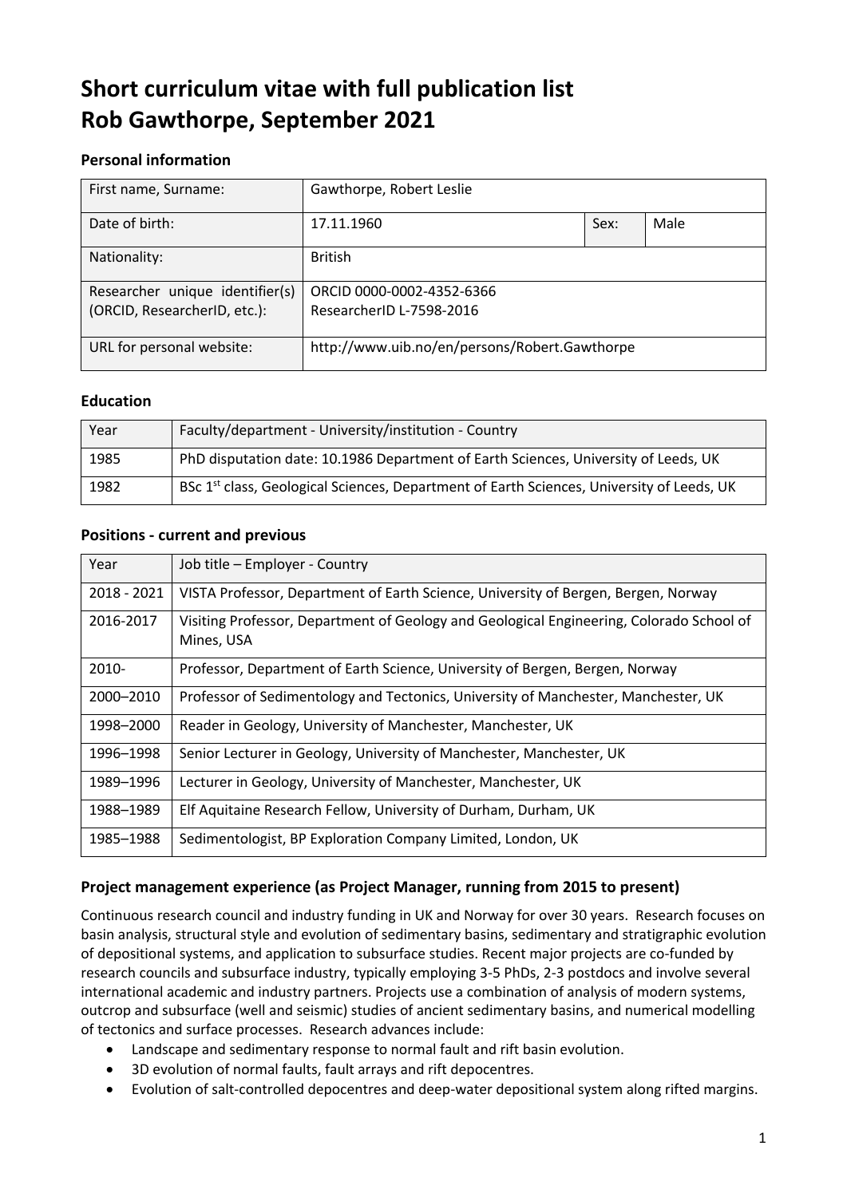# Short curriculum vitae with full publication list
# Rob Gawthorpe, September 2021

## Personal information

| First name, Surname: | Gawthorpe, Robert Leslie | | |
|---|---|---|---|
| Date of birth: | 17.11.1960 | Sex: | Male |
| Nationality: | British | | |
| Researcher unique identifier(s) (ORCID, ResearcherID, etc.): | ORCID 0000-0002-4352-6366<br>ResearcherID L-7598-2016 | | |
| URL for personal website: | http://www.uib.no/en/persons/Robert.Gawthorpe | | |

## Education

| Year | Faculty/department - University/institution - Country |
|---|---|
| 1985 | PhD disputation date: 10.1986 Department of Earth Sciences, University of Leeds, UK |
| 1982 | BSc 1st class, Geological Sciences, Department of Earth Sciences, University of Leeds, UK |

## Positions - current and previous

| Year | Job title – Employer - Country |
|---|---|
| 2018 - 2021 | VISTA Professor, Department of Earth Science, University of Bergen, Bergen, Norway |
| 2016-2017 | Visiting Professor, Department of Geology and Geological Engineering, Colorado School of Mines, USA |
| 2010- | Professor, Department of Earth Science, University of Bergen, Bergen, Norway |
| 2000–2010 | Professor of Sedimentology and Tectonics, University of Manchester, Manchester, UK |
| 1998–2000 | Reader in Geology, University of Manchester, Manchester, UK |
| 1996–1998 | Senior Lecturer in Geology, University of Manchester, Manchester, UK |
| 1989–1996 | Lecturer in Geology, University of Manchester, Manchester, UK |
| 1988–1989 | Elf Aquitaine Research Fellow, University of Durham, Durham, UK |
| 1985–1988 | Sedimentologist, BP Exploration Company Limited, London, UK |

## Project management experience (as Project Manager, running from 2015 to present)

Continuous research council and industry funding in UK and Norway for over 30 years. Research focuses on basin analysis, structural style and evolution of sedimentary basins, sedimentary and stratigraphic evolution of depositional systems, and application to subsurface studies. Recent major projects are co-funded by research councils and subsurface industry, typically employing 3-5 PhDs, 2-3 postdocs and involve several international academic and industry partners. Projects use a combination of analysis of modern systems, outcrop and subsurface (well and seismic) studies of ancient sedimentary basins, and numerical modelling of tectonics and surface processes. Research advances include:

- Landscape and sedimentary response to normal fault and rift basin evolution.
- 3D evolution of normal faults, fault arrays and rift depocentres.
- Evolution of salt-controlled depocentres and deep-water depositional system along rifted margins.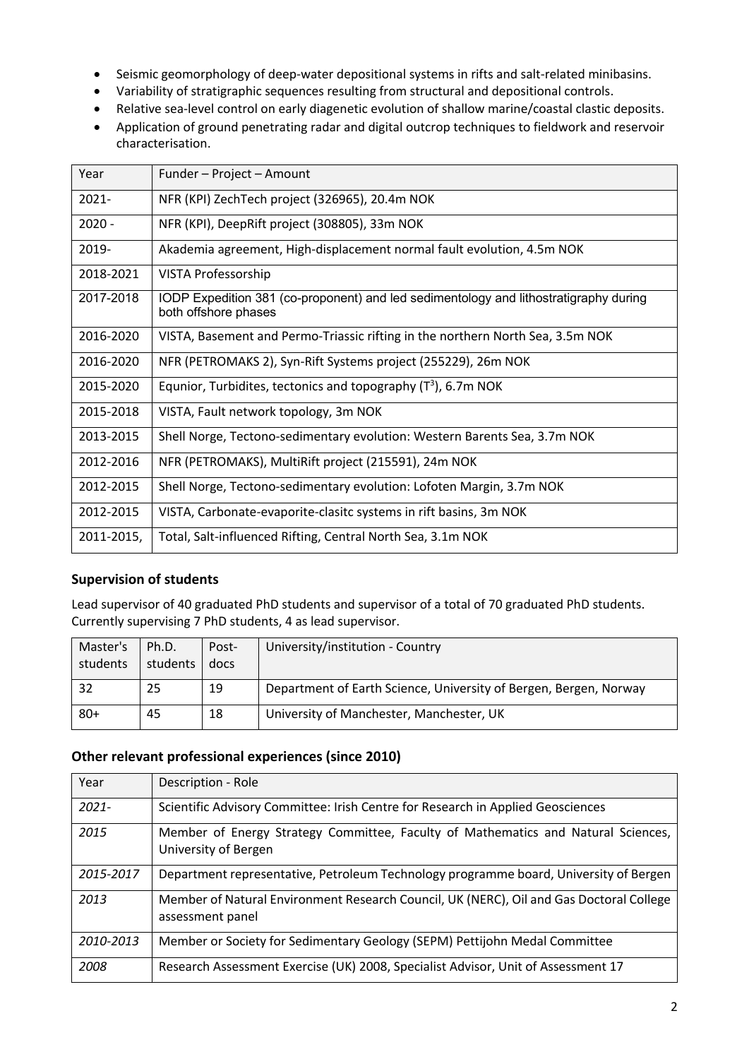- Seismic geomorphology of deep-water depositional systems in rifts and salt-related minibasins.
- Variability of stratigraphic sequences resulting from structural and depositional controls.
- Relative sea-level control on early diagenetic evolution of shallow marine/coastal clastic deposits.
- Application of ground penetrating radar and digital outcrop techniques to fieldwork and reservoir characterisation.

| Year | Funder – Project – Amount |
|---|---|
| 2021- | NFR (KPI) ZechTech project (326965), 20.4m NOK |
| 2020 - | NFR (KPI), DeepRift project (308805), 33m NOK |
| 2019- | Akademia agreement, High-displacement normal fault evolution, 4.5m NOK |
| 2018-2021 | VISTA Professorship |
| 2017-2018 | IODP Expedition 381 (co-proponent) and led sedimentology and lithostratigraphy during both offshore phases |
| 2016-2020 | VISTA, Basement and Permo-Triassic rifting in the northern North Sea, 3.5m NOK |
| 2016-2020 | NFR (PETROMAKS 2), Syn-Rift Systems project (255229), 26m NOK |
| 2015-2020 | Equnior, Turbidites, tectonics and topography ($T^3$), 6.7m NOK |
| 2015-2018 | VISTA, Fault network topology, 3m NOK |
| 2013-2015 | Shell Norge, Tectono-sedimentary evolution: Western Barents Sea, 3.7m NOK |
| 2012-2016 | NFR (PETROMAKS), MultiRift project (215591), 24m NOK |
| 2012-2015 | Shell Norge, Tectono-sedimentary evolution: Lofoten Margin, 3.7m NOK |
| 2012-2015 | VISTA, Carbonate-evaporite-clasitc systems in rift basins, 3m NOK |
| 2011-2015, | Total, Salt-influenced Rifting, Central North Sea, 3.1m NOK |

### Supervision of students

Lead supervisor of 40 graduated PhD students and supervisor of a total of 70 graduated PhD students. Currently supervising 7 PhD students, 4 as lead supervisor.

| Master's students | Ph.D. students | Post-docs | University/institution - Country |
|---|---|---|---|
| 32 | 25 | 19 | Department of Earth Science, University of Bergen, Bergen, Norway |
| 80+ | 45 | 18 | University of Manchester, Manchester, UK |

### Other relevant professional experiences (since 2010)

| Year | Description - Role |
|---|---|
| *2021-* | Scientific Advisory Committee: Irish Centre for Research in Applied Geosciences |
| *2015* | Member of Energy Strategy Committee, Faculty of Mathematics and Natural Sciences, University of Bergen |
| *2015-2017* | Department representative, Petroleum Technology programme board, University of Bergen |
| *2013* | Member of Natural Environment Research Council, UK (NERC), Oil and Gas Doctoral College assessment panel |
| *2010-2013* | Member or Society for Sedimentary Geology (SEPM) Pettijohn Medal Committee |
| *2008* | Research Assessment Exercise (UK) 2008, Specialist Advisor, Unit of Assessment 17 |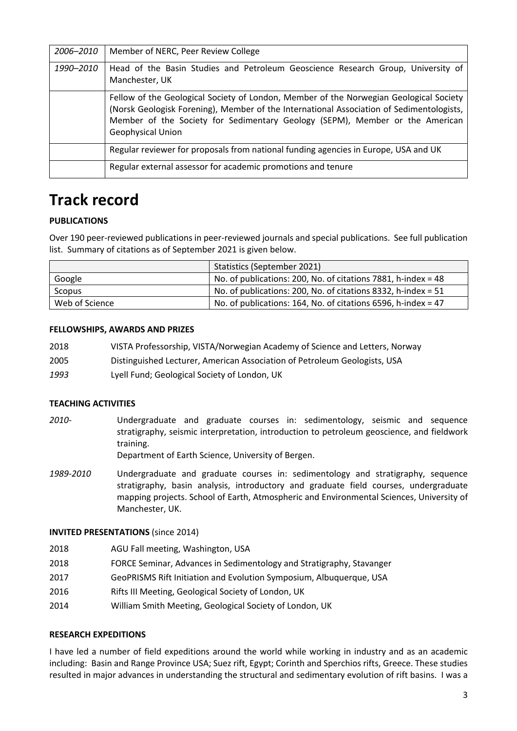| | |
|---|---|
| *2006–2010* | Member of NERC, Peer Review College |
| *1990–2010* | Head of the Basin Studies and Petroleum Geoscience Research Group, University of Manchester, UK |
| | Fellow of the Geological Society of London, Member of the Norwegian Geological Society (Norsk Geologisk Forening), Member of the International Association of Sedimentologists, Member of the Society for Sedimentary Geology (SEPM), Member or the American Geophysical Union |
| | Regular reviewer for proposals from national funding agencies in Europe, USA and UK |
| | Regular external assessor for academic promotions and tenure |

# Track record

**PUBLICATIONS**

Over 190 peer-reviewed publications in peer-reviewed journals and special publications. See full publication list. Summary of citations as of September 2021 is given below.

| | Statistics (September 2021) |
|---|---|
| Google | No. of publications: 200, No. of citations 7881, h-index = 48 |
| Scopus | No. of publications: 200, No. of citations 8332, h-index = 51 |
| Web of Science | No. of publications: 164, No. of citations 6596, h-index = 47 |

**FELLOWSHIPS, AWARDS AND PRIZES**

2018 VISTA Professorship, VISTA/Norwegian Academy of Science and Letters, Norway

2005 Distinguished Lecturer, American Association of Petroleum Geologists, USA

*1993* Lyell Fund; Geological Society of London, UK

**TEACHING ACTIVITIES**

*2010-* Undergraduate and graduate courses in: sedimentology, seismic and sequence stratigraphy, seismic interpretation, introduction to petroleum geoscience, and fieldwork training.
Department of Earth Science, University of Bergen.

*1989-2010* Undergraduate and graduate courses in: sedimentology and stratigraphy, sequence stratigraphy, basin analysis, introductory and graduate field courses, undergraduate mapping projects. School of Earth, Atmospheric and Environmental Sciences, University of Manchester, UK.

**INVITED PRESENTATIONS** (since 2014)

2018 AGU Fall meeting, Washington, USA

2018 FORCE Seminar, Advances in Sedimentology and Stratigraphy, Stavanger

2017 GeoPRISMS Rift Initiation and Evolution Symposium, Albuquerque, USA

2016 Rifts III Meeting, Geological Society of London, UK

2014 William Smith Meeting, Geological Society of London, UK

**RESEARCH EXPEDITIONS**

I have led a number of field expeditions around the world while working in industry and as an academic including: Basin and Range Province USA; Suez rift, Egypt; Corinth and Sperchios rifts, Greece. These studies resulted in major advances in understanding the structural and sedimentary evolution of rift basins. I was a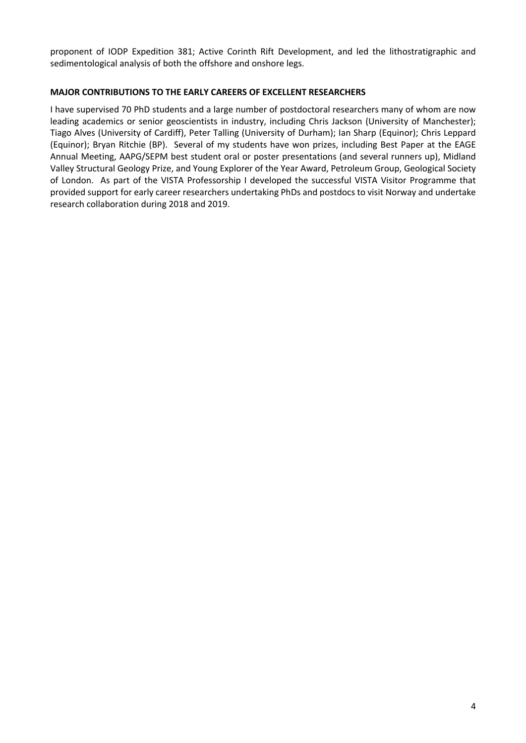proponent of IODP Expedition 381; Active Corinth Rift Development, and led the lithostratigraphic and sedimentological analysis of both the offshore and onshore legs.

**MAJOR CONTRIBUTIONS TO THE EARLY CAREERS OF EXCELLENT RESEARCHERS**

I have supervised 70 PhD students and a large number of postdoctoral researchers many of whom are now leading academics or senior geoscientists in industry, including Chris Jackson (University of Manchester); Tiago Alves (University of Cardiff), Peter Talling (University of Durham); Ian Sharp (Equinor); Chris Leppard (Equinor); Bryan Ritchie (BP). Several of my students have won prizes, including Best Paper at the EAGE Annual Meeting, AAPG/SEPM best student oral or poster presentations (and several runners up), Midland Valley Structural Geology Prize, and Young Explorer of the Year Award, Petroleum Group, Geological Society of London. As part of the VISTA Professorship I developed the successful VISTA Visitor Programme that provided support for early career researchers undertaking PhDs and postdocs to visit Norway and undertake research collaboration during 2018 and 2019.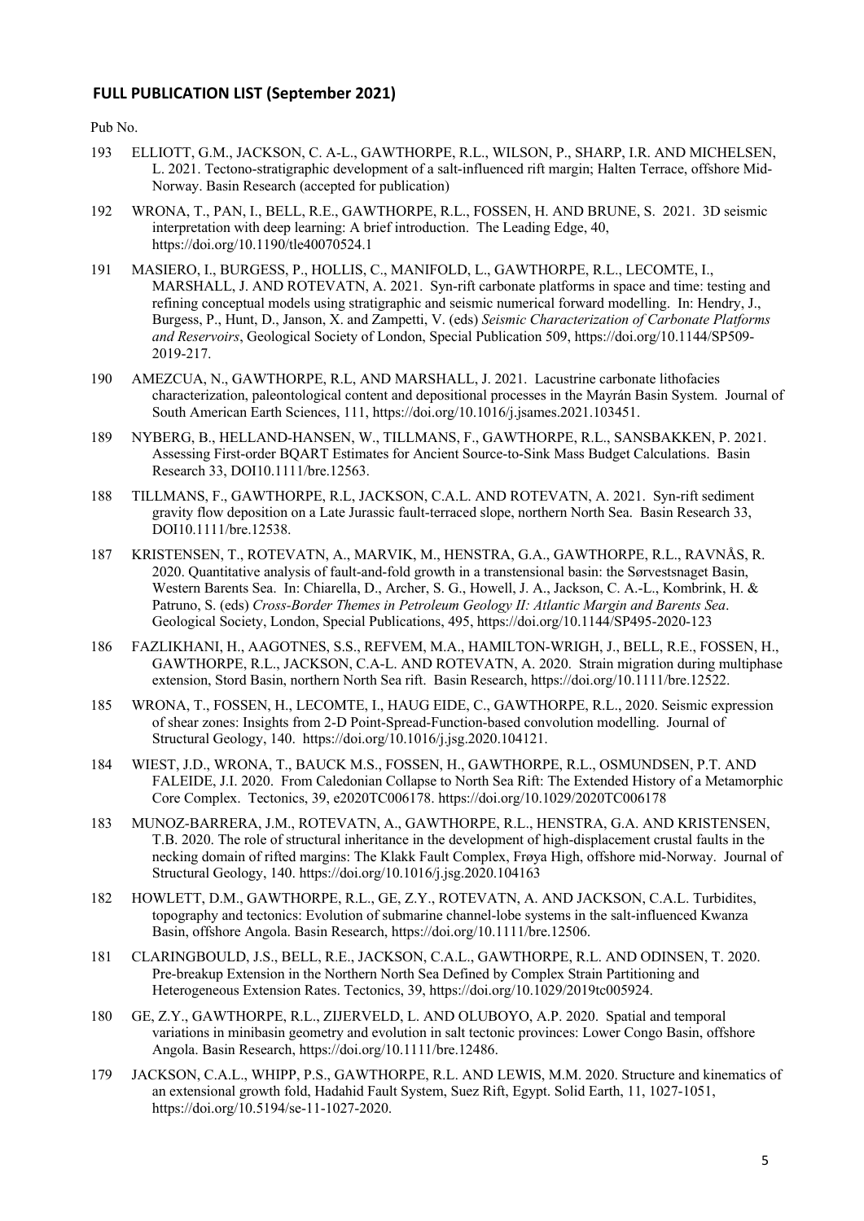## FULL PUBLICATION LIST (September 2021)

Pub No.

193 ELLIOTT, G.M., JACKSON, C. A-L., GAWTHORPE, R.L., WILSON, P., SHARP, I.R. AND MICHELSEN, L. 2021. Tectono-stratigraphic development of a salt-influenced rift margin; Halten Terrace, offshore Mid-Norway. Basin Research (accepted for publication)

192 WRONA, T., PAN, I., BELL, R.E., GAWTHORPE, R.L., FOSSEN, H. AND BRUNE, S. 2021. 3D seismic interpretation with deep learning: A brief introduction. The Leading Edge, 40, https://doi.org/10.1190/tle40070524.1

191 MASIERO, I., BURGESS, P., HOLLIS, C., MANIFOLD, L., GAWTHORPE, R.L., LECOMTE, I., MARSHALL, J. AND ROTEVATN, A. 2021. Syn-rift carbonate platforms in space and time: testing and refining conceptual models using stratigraphic and seismic numerical forward modelling. In: Hendry, J., Burgess, P., Hunt, D., Janson, X. and Zampetti, V. (eds) *Seismic Characterization of Carbonate Platforms and Reservoirs*, Geological Society of London, Special Publication 509, https://doi.org/10.1144/SP509-2019-217.

190 AMEZCUA, N., GAWTHORPE, R.L, AND MARSHALL, J. 2021. Lacustrine carbonate lithofacies characterization, paleontological content and depositional processes in the Mayrán Basin System. Journal of South American Earth Sciences, 111, https://doi.org/10.1016/j.jsames.2021.103451.

189 NYBERG, B., HELLAND-HANSEN, W., TILLMANS, F., GAWTHORPE, R.L., SANSBAKKEN, P. 2021. Assessing First-order BQART Estimates for Ancient Source-to-Sink Mass Budget Calculations. Basin Research 33, DOI10.1111/bre.12563.

188 TILLMANS, F., GAWTHORPE, R.L, JACKSON, C.A.L. AND ROTEVATN, A. 2021. Syn-rift sediment gravity flow deposition on a Late Jurassic fault-terraced slope, northern North Sea. Basin Research 33, DOI10.1111/bre.12538.

187 KRISTENSEN, T., ROTEVATN, A., MARVIK, M., HENSTRA, G.A., GAWTHORPE, R.L., RAVNÅS, R. 2020. Quantitative analysis of fault-and-fold growth in a transtensional basin: the Sørvestsnaget Basin, Western Barents Sea. In: Chiarella, D., Archer, S. G., Howell, J. A., Jackson, C. A.-L., Kombrink, H. & Patruno, S. (eds) *Cross-Border Themes in Petroleum Geology II: Atlantic Margin and Barents Sea*. Geological Society, London, Special Publications, 495, https://doi.org/10.1144/SP495-2020-123

186 FAZLIKHANI, H., AAGOTNES, S.S., REFVEM, M.A., HAMILTON-WRIGH, J., BELL, R.E., FOSSEN, H., GAWTHORPE, R.L., JACKSON, C.A-L. AND ROTEVATN, A. 2020. Strain migration during multiphase extension, Stord Basin, northern North Sea rift. Basin Research, https://doi.org/10.1111/bre.12522.

185 WRONA, T., FOSSEN, H., LECOMTE, I., HAUG EIDE, C., GAWTHORPE, R.L., 2020. Seismic expression of shear zones: Insights from 2-D Point-Spread-Function-based convolution modelling. Journal of Structural Geology, 140. https://doi.org/10.1016/j.jsg.2020.104121.

184 WIEST, J.D., WRONA, T., BAUCK M.S., FOSSEN, H., GAWTHORPE, R.L., OSMUNDSEN, P.T. AND FALEIDE, J.I. 2020. From Caledonian Collapse to North Sea Rift: The Extended History of a Metamorphic Core Complex. Tectonics, 39, e2020TC006178. https://doi.org/10.1029/2020TC006178

183 MUNOZ-BARRERA, J.M., ROTEVATN, A., GAWTHORPE, R.L., HENSTRA, G.A. AND KRISTENSEN, T.B. 2020. The role of structural inheritance in the development of high-displacement crustal faults in the necking domain of rifted margins: The Klakk Fault Complex, Frøya High, offshore mid-Norway. Journal of Structural Geology, 140. https://doi.org/10.1016/j.jsg.2020.104163

182 HOWLETT, D.M., GAWTHORPE, R.L., GE, Z.Y., ROTEVATN, A. AND JACKSON, C.A.L. Turbidites, topography and tectonics: Evolution of submarine channel-lobe systems in the salt-influenced Kwanza Basin, offshore Angola. Basin Research, https://doi.org/10.1111/bre.12506.

181 CLARINGBOULD, J.S., BELL, R.E., JACKSON, C.A.L., GAWTHORPE, R.L. AND ODINSEN, T. 2020. Pre-breakup Extension in the Northern North Sea Defined by Complex Strain Partitioning and Heterogeneous Extension Rates. Tectonics, 39, https://doi.org/10.1029/2019tc005924.

180 GE, Z.Y., GAWTHORPE, R.L., ZIJERVELD, L. AND OLUBOYO, A.P. 2020. Spatial and temporal variations in minibasin geometry and evolution in salt tectonic provinces: Lower Congo Basin, offshore Angola. Basin Research, https://doi.org/10.1111/bre.12486.

179 JACKSON, C.A.L., WHIPP, P.S., GAWTHORPE, R.L. AND LEWIS, M.M. 2020. Structure and kinematics of an extensional growth fold, Hadahid Fault System, Suez Rift, Egypt. Solid Earth, 11, 1027-1051, https://doi.org/10.5194/se-11-1027-2020.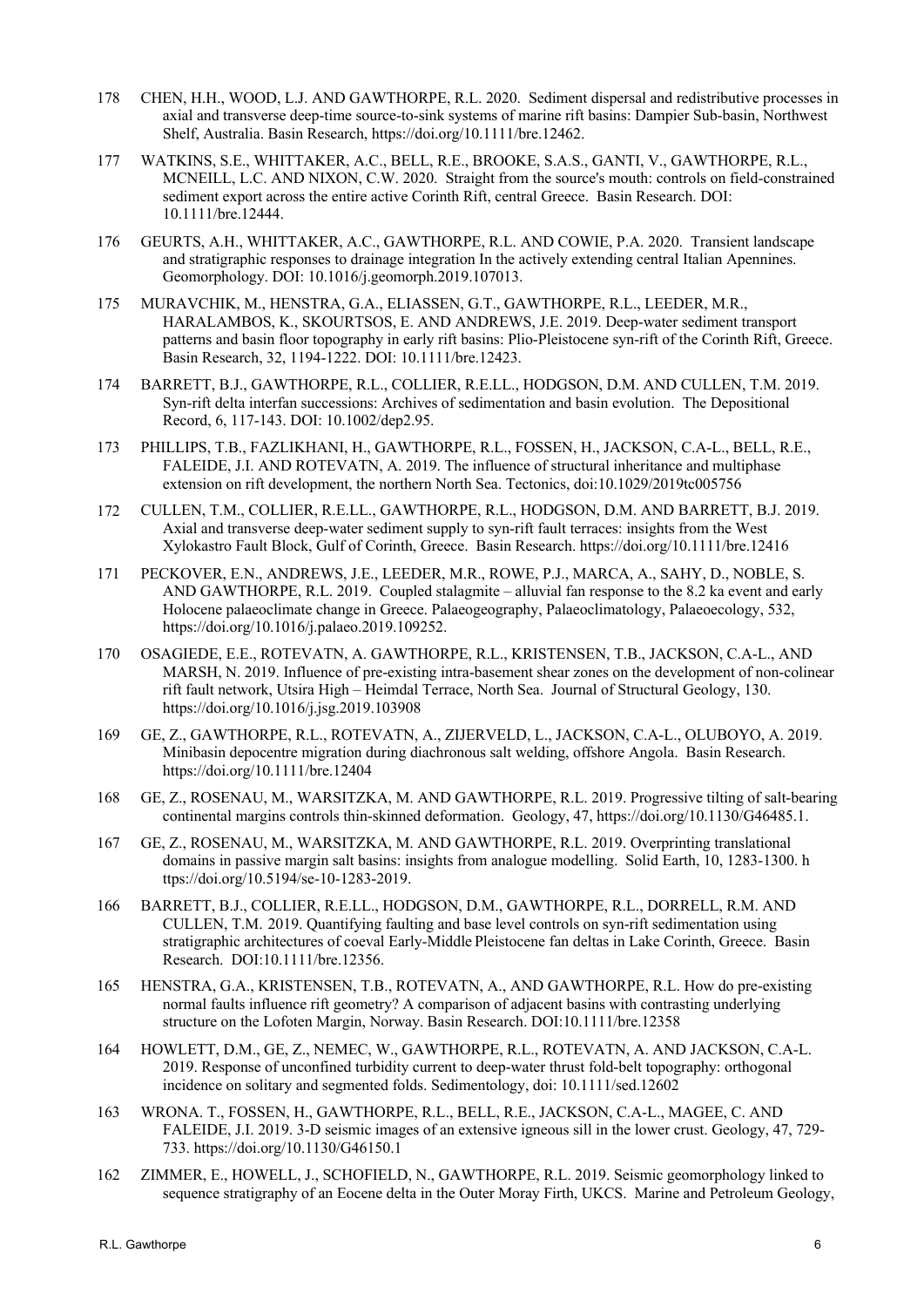178 CHEN, H.H., WOOD, L.J. AND GAWTHORPE, R.L. 2020. Sediment dispersal and redistributive processes in axial and transverse deep-time source-to-sink systems of marine rift basins: Dampier Sub-basin, Northwest Shelf, Australia. Basin Research, https://doi.org/10.1111/bre.12462.

177 WATKINS, S.E., WHITTAKER, A.C., BELL, R.E., BROOKE, S.A.S., GANTI, V., GAWTHORPE, R.L., MCNEILL, L.C. AND NIXON, C.W. 2020. Straight from the source's mouth: controls on field-constrained sediment export across the entire active Corinth Rift, central Greece. Basin Research. DOI: 10.1111/bre.12444.

176 GEURTS, A.H., WHITTAKER, A.C., GAWTHORPE, R.L. AND COWIE, P.A. 2020. Transient landscape and stratigraphic responses to drainage integration In the actively extending central Italian Apennines. Geomorphology. DOI: 10.1016/j.geomorph.2019.107013.

175 MURAVCHIK, M., HENSTRA, G.A., ELIASSEN, G.T., GAWTHORPE, R.L., LEEDER, M.R., HARALAMBOS, K., SKOURTSOS, E. AND ANDREWS, J.E. 2019. Deep-water sediment transport patterns and basin floor topography in early rift basins: Plio-Pleistocene syn-rift of the Corinth Rift, Greece. Basin Research, 32, 1194-1222. DOI: 10.1111/bre.12423.

174 BARRETT, B.J., GAWTHORPE, R.L., COLLIER, R.E.LL., HODGSON, D.M. AND CULLEN, T.M. 2019. Syn-rift delta interfan successions: Archives of sedimentation and basin evolution. The Depositional Record, 6, 117-143. DOI: 10.1002/dep2.95.

173 PHILLIPS, T.B., FAZLIKHANI, H., GAWTHORPE, R.L., FOSSEN, H., JACKSON, C.A-L., BELL, R.E., FALEIDE, J.I. AND ROTEVATN, A. 2019. The influence of structural inheritance and multiphase extension on rift development, the northern North Sea. Tectonics, doi:10.1029/2019tc005756

172 CULLEN, T.M., COLLIER, R.E.LL., GAWTHORPE, R.L., HODGSON, D.M. AND BARRETT, B.J. 2019. Axial and transverse deep-water sediment supply to syn-rift fault terraces: insights from the West Xylokastro Fault Block, Gulf of Corinth, Greece. Basin Research. https://doi.org/10.1111/bre.12416

171 PECKOVER, E.N., ANDREWS, J.E., LEEDER, M.R., ROWE, P.J., MARCA, A., SAHY, D., NOBLE, S. AND GAWTHORPE, R.L. 2019. Coupled stalagmite – alluvial fan response to the 8.2 ka event and early Holocene palaeoclimate change in Greece. Palaeogeography, Palaeoclimatology, Palaeoecology, 532, https://doi.org/10.1016/j.palaeo.2019.109252.

170 OSAGIEDE, E.E., ROTEVATN, A. GAWTHORPE, R.L., KRISTENSEN, T.B., JACKSON, C.A-L., AND MARSH, N. 2019. Influence of pre-existing intra-basement shear zones on the development of non-colinear rift fault network, Utsira High – Heimdal Terrace, North Sea. Journal of Structural Geology, 130. https://doi.org/10.1016/j.jsg.2019.103908

169 GE, Z., GAWTHORPE, R.L., ROTEVATN, A., ZIJERVELD, L., JACKSON, C.A-L., OLUBOYO, A. 2019. Minibasin depocentre migration during diachronous salt welding, offshore Angola. Basin Research. https://doi.org/10.1111/bre.12404

168 GE, Z., ROSENAU, M., WARSITZKA, M. AND GAWTHORPE, R.L. 2019. Progressive tilting of salt-bearing continental margins controls thin-skinned deformation. Geology, 47, https://doi.org/10.1130/G46485.1.

167 GE, Z., ROSENAU, M., WARSITZKA, M. AND GAWTHORPE, R.L. 2019. Overprinting translational domains in passive margin salt basins: insights from analogue modelling. Solid Earth, 10, 1283-1300. h ttps://doi.org/10.5194/se-10-1283-2019.

166 BARRETT, B.J., COLLIER, R.E.LL., HODGSON, D.M., GAWTHORPE, R.L., DORRELL, R.M. AND CULLEN, T.M. 2019. Quantifying faulting and base level controls on syn-rift sedimentation using stratigraphic architectures of coeval Early-Middle Pleistocene fan deltas in Lake Corinth, Greece. Basin Research. DOI:10.1111/bre.12356.

165 HENSTRA, G.A., KRISTENSEN, T.B., ROTEVATN, A., AND GAWTHORPE, R.L. How do pre-existing normal faults influence rift geometry? A comparison of adjacent basins with contrasting underlying structure on the Lofoten Margin, Norway. Basin Research. DOI:10.1111/bre.12358

164 HOWLETT, D.M., GE, Z., NEMEC, W., GAWTHORPE, R.L., ROTEVATN, A. AND JACKSON, C.A-L. 2019. Response of unconfined turbidity current to deep-water thrust fold-belt topography: orthogonal incidence on solitary and segmented folds. Sedimentology, doi: 10.1111/sed.12602

163 WRONA. T., FOSSEN, H., GAWTHORPE, R.L., BELL, R.E., JACKSON, C.A-L., MAGEE, C. AND FALEIDE, J.I. 2019. 3-D seismic images of an extensive igneous sill in the lower crust. Geology, 47, 729-733. https://doi.org/10.1130/G46150.1

162 ZIMMER, E., HOWELL, J., SCHOFIELD, N., GAWTHORPE, R.L. 2019. Seismic geomorphology linked to sequence stratigraphy of an Eocene delta in the Outer Moray Firth, UKCS. Marine and Petroleum Geology,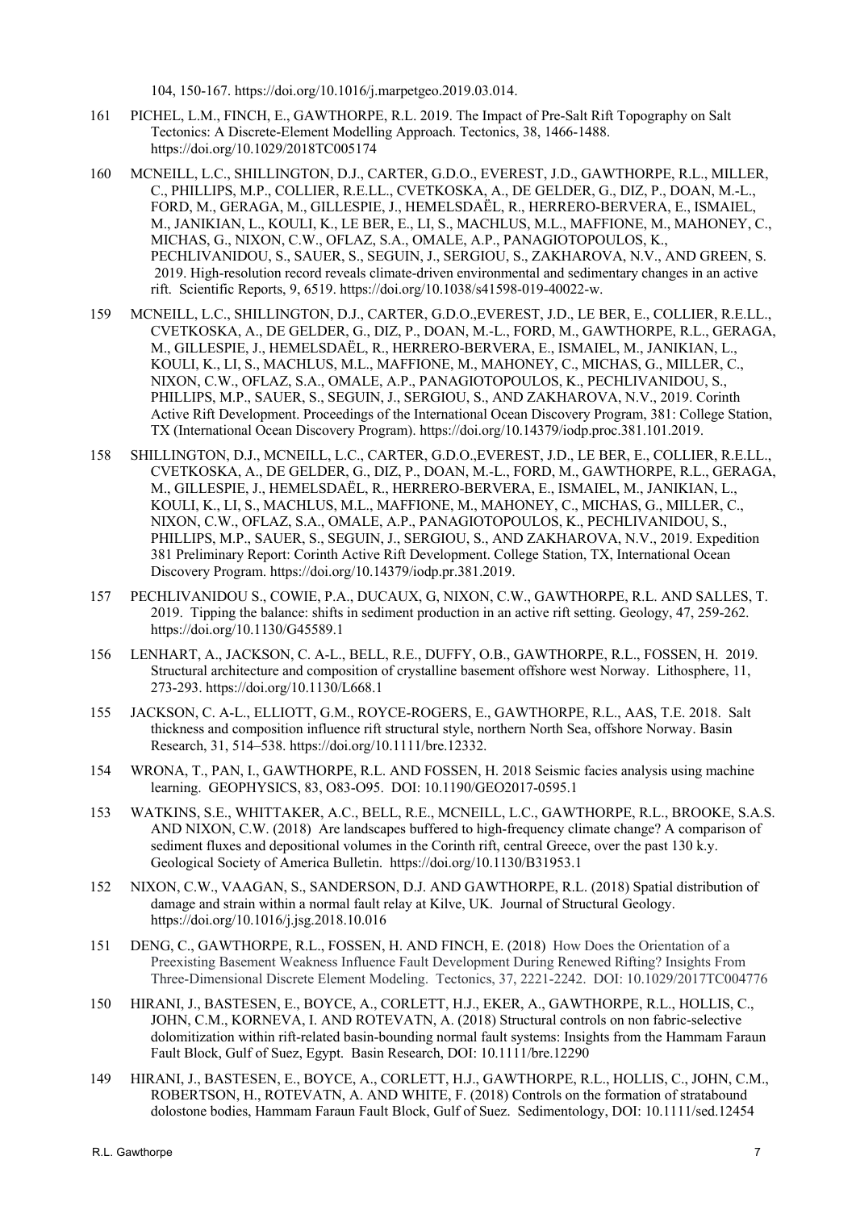104, 150-167. https://doi.org/10.1016/j.marpetgeo.2019.03.014.

161 PICHEL, L.M., FINCH, E., GAWTHORPE, R.L. 2019. The Impact of Pre-Salt Rift Topography on Salt Tectonics: A Discrete-Element Modelling Approach. Tectonics, 38, 1466-1488. https://doi.org/10.1029/2018TC005174

160 MCNEILL, L.C., SHILLINGTON, D.J., CARTER, G.D.O., EVEREST, J.D., GAWTHORPE, R.L., MILLER, C., PHILLIPS, M.P., COLLIER, R.E.LL., CVETKOSKA, A., DE GELDER, G., DIZ, P., DOAN, M.-L., FORD, M., GERAGA, M., GILLESPIE, J., HEMELSDAËL, R., HERRERO-BERVERA, E., ISMAIEL, M., JANIKIAN, L., KOULI, K., LE BER, E., LI, S., MACHLUS, M.L., MAFFIONE, M., MAHONEY, C., MICHAS, G., NIXON, C.W., OFLAZ, S.A., OMALE, A.P., PANAGIOTOPOULOS, K., PECHLIVANIDOU, S., SAUER, S., SEGUIN, J., SERGIOU, S., ZAKHAROVA, N.V., AND GREEN, S. 2019. High-resolution record reveals climate-driven environmental and sedimentary changes in an active rift. Scientific Reports, 9, 6519. https://doi.org/10.1038/s41598-019-40022-w.

159 MCNEILL, L.C., SHILLINGTON, D.J., CARTER, G.D.O.,EVEREST, J.D., LE BER, E., COLLIER, R.E.LL., CVETKOSKA, A., DE GELDER, G., DIZ, P., DOAN, M.-L., FORD, M., GAWTHORPE, R.L., GERAGA, M., GILLESPIE, J., HEMELSDAËL, R., HERRERO-BERVERA, E., ISMAIEL, M., JANIKIAN, L., KOULI, K., LI, S., MACHLUS, M.L., MAFFIONE, M., MAHONEY, C., MICHAS, G., MILLER, C., NIXON, C.W., OFLAZ, S.A., OMALE, A.P., PANAGIOTOPOULOS, K., PECHLIVANIDOU, S., PHILLIPS, M.P., SAUER, S., SEGUIN, J., SERGIOU, S., AND ZAKHAROVA, N.V., 2019. Corinth Active Rift Development. Proceedings of the International Ocean Discovery Program, 381: College Station, TX (International Ocean Discovery Program). https://doi.org/10.14379/iodp.proc.381.101.2019.

158 SHILLINGTON, D.J., MCNEILL, L.C., CARTER, G.D.O.,EVEREST, J.D., LE BER, E., COLLIER, R.E.LL., CVETKOSKA, A., DE GELDER, G., DIZ, P., DOAN, M.-L., FORD, M., GAWTHORPE, R.L., GERAGA, M., GILLESPIE, J., HEMELSDAËL, R., HERRERO-BERVERA, E., ISMAIEL, M., JANIKIAN, L., KOULI, K., LI, S., MACHLUS, M.L., MAFFIONE, M., MAHONEY, C., MICHAS, G., MILLER, C., NIXON, C.W., OFLAZ, S.A., OMALE, A.P., PANAGIOTOPOULOS, K., PECHLIVANIDOU, S., PHILLIPS, M.P., SAUER, S., SEGUIN, J., SERGIOU, S., AND ZAKHAROVA, N.V., 2019. Expedition 381 Preliminary Report: Corinth Active Rift Development. College Station, TX, International Ocean Discovery Program. https://doi.org/10.14379/iodp.pr.381.2019.

157 PECHLIVANIDOU S., COWIE, P.A., DUCAUX, G, NIXON, C.W., GAWTHORPE, R.L. AND SALLES, T. 2019. Tipping the balance: shifts in sediment production in an active rift setting. Geology, 47, 259-262. https://doi.org/10.1130/G45589.1

156 LENHART, A., JACKSON, C. A-L., BELL, R.E., DUFFY, O.B., GAWTHORPE, R.L., FOSSEN, H. 2019. Structural architecture and composition of crystalline basement offshore west Norway. Lithosphere, 11, 273-293. https://doi.org/10.1130/L668.1

155 JACKSON, C. A-L., ELLIOTT, G.M., ROYCE-ROGERS, E., GAWTHORPE, R.L., AAS, T.E. 2018. Salt thickness and composition influence rift structural style, northern North Sea, offshore Norway. Basin Research, 31, 514–538. https://doi.org/10.1111/bre.12332.

154 WRONA, T., PAN, I., GAWTHORPE, R.L. AND FOSSEN, H. 2018 Seismic facies analysis using machine learning. GEOPHYSICS, 83, O83-O95. DOI: 10.1190/GEO2017-0595.1

153 WATKINS, S.E., WHITTAKER, A.C., BELL, R.E., MCNEILL, L.C., GAWTHORPE, R.L., BROOKE, S.A.S. AND NIXON, C.W. (2018) Are landscapes buffered to high-frequency climate change? A comparison of sediment fluxes and depositional volumes in the Corinth rift, central Greece, over the past 130 k.y. Geological Society of America Bulletin. https://doi.org/10.1130/B31953.1

152 NIXON, C.W., VAAGAN, S., SANDERSON, D.J. AND GAWTHORPE, R.L. (2018) Spatial distribution of damage and strain within a normal fault relay at Kilve, UK. Journal of Structural Geology. https://doi.org/10.1016/j.jsg.2018.10.016

151 DENG, C., GAWTHORPE, R.L., FOSSEN, H. AND FINCH, E. (2018) How Does the Orientation of a Preexisting Basement Weakness Influence Fault Development During Renewed Rifting? Insights From Three-Dimensional Discrete Element Modeling. Tectonics, 37, 2221-2242. DOI: 10.1029/2017TC004776

150 HIRANI, J., BASTESEN, E., BOYCE, A., CORLETT, H.J., EKER, A., GAWTHORPE, R.L., HOLLIS, C., JOHN, C.M., KORNEVA, I. AND ROTEVATN, A. (2018) Structural controls on non fabric-selective dolomitization within rift-related basin-bounding normal fault systems: Insights from the Hammam Faraun Fault Block, Gulf of Suez, Egypt. Basin Research, DOI: 10.1111/bre.12290

149 HIRANI, J., BASTESEN, E., BOYCE, A., CORLETT, H.J., GAWTHORPE, R.L., HOLLIS, C., JOHN, C.M., ROBERTSON, H., ROTEVATN, A. AND WHITE, F. (2018) Controls on the formation of stratabound dolostone bodies, Hammam Faraun Fault Block, Gulf of Suez. Sedimentology, DOI: 10.1111/sed.12454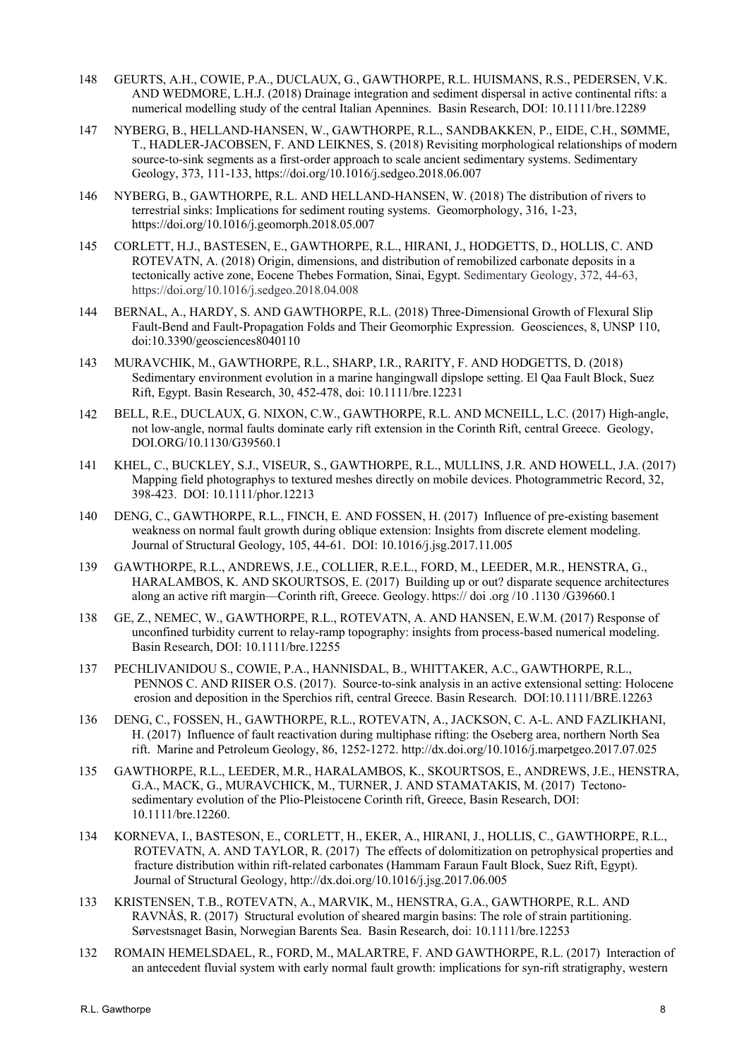148 GEURTS, A.H., COWIE, P.A., DUCLAUX, G., GAWTHORPE, R.L. HUISMANS, R.S., PEDERSEN, V.K. AND WEDMORE, L.H.J. (2018) Drainage integration and sediment dispersal in active continental rifts: a numerical modelling study of the central Italian Apennines. Basin Research, DOI: 10.1111/bre.12289

147 NYBERG, B., HELLAND-HANSEN, W., GAWTHORPE, R.L., SANDBAKKEN, P., EIDE, C.H., SØMME, T., HADLER-JACOBSEN, F. AND LEIKNES, S. (2018) Revisiting morphological relationships of modern source-to-sink segments as a first-order approach to scale ancient sedimentary systems. Sedimentary Geology, 373, 111-133, https://doi.org/10.1016/j.sedgeo.2018.06.007

146 NYBERG, B., GAWTHORPE, R.L. AND HELLAND-HANSEN, W. (2018) The distribution of rivers to terrestrial sinks: Implications for sediment routing systems. Geomorphology, 316, 1-23, https://doi.org/10.1016/j.geomorph.2018.05.007

145 CORLETT, H.J., BASTESEN, E., GAWTHORPE, R.L., HIRANI, J., HODGETTS, D., HOLLIS, C. AND ROTEVATN, A. (2018) Origin, dimensions, and distribution of remobilized carbonate deposits in a tectonically active zone, Eocene Thebes Formation, Sinai, Egypt. Sedimentary Geology, 372, 44-63, https://doi.org/10.1016/j.sedgeo.2018.04.008

144 BERNAL, A., HARDY, S. AND GAWTHORPE, R.L. (2018) Three-Dimensional Growth of Flexural Slip Fault-Bend and Fault-Propagation Folds and Their Geomorphic Expression. Geosciences, 8, UNSP 110, doi:10.3390/geosciences8040110

143 MURAVCHIK, M., GAWTHORPE, R.L., SHARP, I.R., RARITY, F. AND HODGETTS, D. (2018) Sedimentary environment evolution in a marine hangingwall dipslope setting. El Qaa Fault Block, Suez Rift, Egypt. Basin Research, 30, 452-478, doi: 10.1111/bre.12231

142 BELL, R.E., DUCLAUX, G. NIXON, C.W., GAWTHORPE, R.L. AND MCNEILL, L.C. (2017) High-angle, not low-angle, normal faults dominate early rift extension in the Corinth Rift, central Greece. Geology, DOI.ORG/10.1130/G39560.1

141 KHEL, C., BUCKLEY, S.J., VISEUR, S., GAWTHORPE, R.L., MULLINS, J.R. AND HOWELL, J.A. (2017) Mapping field photographs to textured meshes directly on mobile devices. Photogrammetric Record, 32, 398-423. DOI: 10.1111/phor.12213

140 DENG, C., GAWTHORPE, R.L., FINCH, E. AND FOSSEN, H. (2017) Influence of pre-existing basement weakness on normal fault growth during oblique extension: Insights from discrete element modeling. Journal of Structural Geology, 105, 44-61. DOI: 10.1016/j.jsg.2017.11.005

139 GAWTHORPE, R.L., ANDREWS, J.E., COLLIER, R.E.L., FORD, M., LEEDER, M.R., HENSTRA, G., HARALAMBOS, K. AND SKOURTSOS, E. (2017) Building up or out? disparate sequence architectures along an active rift margin—Corinth rift, Greece. Geology. https:// doi .org /10 .1130 /G39660.1

138 GE, Z., NEMEC, W., GAWTHORPE, R.L., ROTEVATN, A. AND HANSEN, E.W.M. (2017) Response of unconfined turbidity current to relay-ramp topography: insights from process-based numerical modeling. Basin Research, DOI: 10.1111/bre.12255

137 PECHLIVANIDOU S., COWIE, P.A., HANNISDAL, B., WHITTAKER, A.C., GAWTHORPE, R.L., PENNOS C. AND RIISER O.S. (2017). Source-to-sink analysis in an active extensional setting: Holocene erosion and deposition in the Sperchios rift, central Greece. Basin Research. DOI:10.1111/BRE.12263

136 DENG, C., FOSSEN, H., GAWTHORPE, R.L., ROTEVATN, A., JACKSON, C. A-L. AND FAZLIKHANI, H. (2017) Influence of fault reactivation during multiphase rifting: the Oseberg area, northern North Sea rift. Marine and Petroleum Geology, 86, 1252-1272. http://dx.doi.org/10.1016/j.marpetgeo.2017.07.025

135 GAWTHORPE, R.L., LEEDER, M.R., HARALAMBOS, K., SKOURTSOS, E., ANDREWS, J.E., HENSTRA, G.A., MACK, G., MURAVCHICK, M., TURNER, J. AND STAMATAKIS, M. (2017) Tectono-sedimentary evolution of the Plio-Pleistocene Corinth rift, Greece, Basin Research, DOI: 10.1111/bre.12260.

134 KORNEVA, I., BASTESON, E., CORLETT, H., EKER, A., HIRANI, J., HOLLIS, C., GAWTHORPE, R.L., ROTEVATN, A. AND TAYLOR, R. (2017) The effects of dolomitization on petrophysical properties and fracture distribution within rift-related carbonates (Hammam Faraun Fault Block, Suez Rift, Egypt). Journal of Structural Geology, http://dx.doi.org/10.1016/j.jsg.2017.06.005

133 KRISTENSEN, T.B., ROTEVATN, A., MARVIK, M., HENSTRA, G.A., GAWTHORPE, R.L. AND RAVNÅS, R. (2017) Structural evolution of sheared margin basins: The role of strain partitioning. Sørvestsnaget Basin, Norwegian Barents Sea. Basin Research, doi: 10.1111/bre.12253

132 ROMAIN HEMELSDAEL, R., FORD, M., MALARTRE, F. AND GAWTHORPE, R.L. (2017) Interaction of an antecedent fluvial system with early normal fault growth: implications for syn-rift stratigraphy, western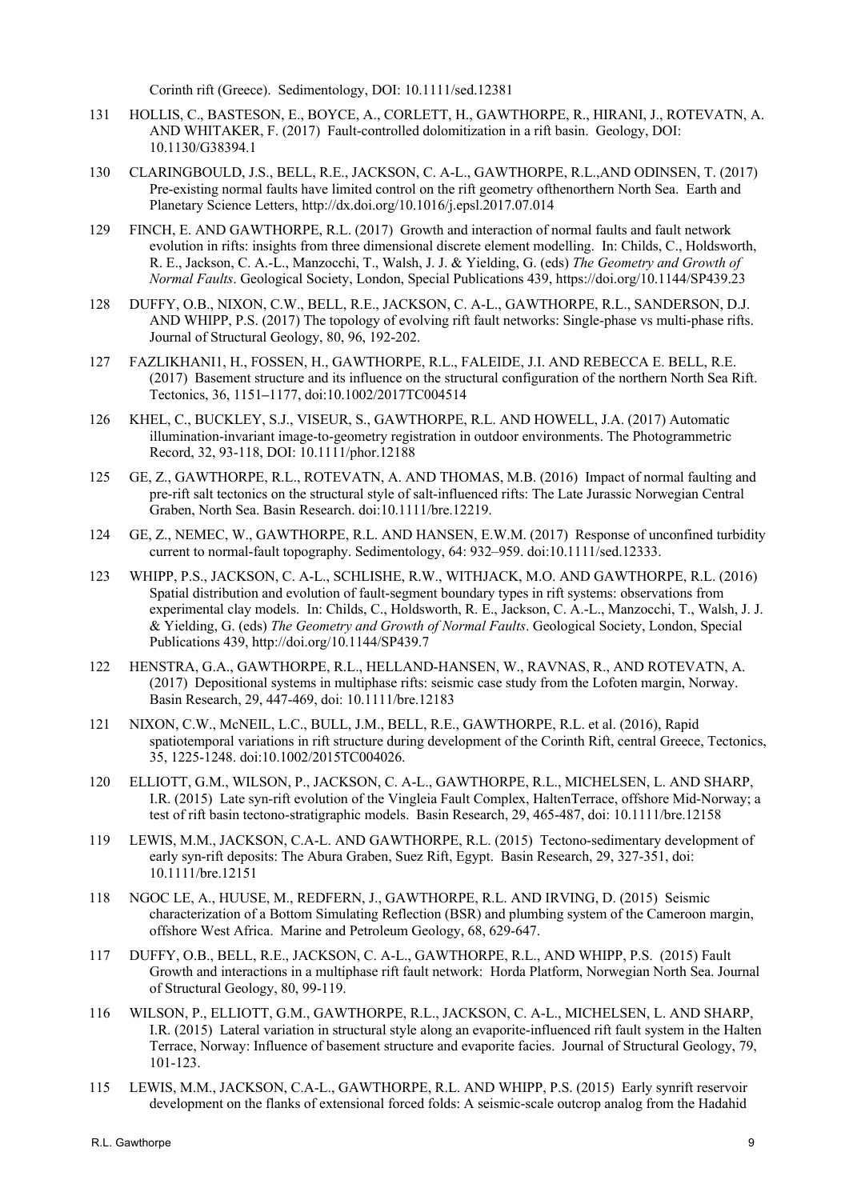Corinth rift (Greece). Sedimentology, DOI: 10.1111/sed.12381

131 HOLLIS, C., BASTESON, E., BOYCE, A., CORLETT, H., GAWTHORPE, R., HIRANI, J., ROTEVATN, A. AND WHITAKER, F. (2017) Fault-controlled dolomitization in a rift basin. Geology, DOI: 10.1130/G38394.1

130 CLARINGBOULD, J.S., BELL, R.E., JACKSON, C. A-L., GAWTHORPE, R.L.,AND ODINSEN, T. (2017) Pre-existing normal faults have limited control on the rift geometry ofthenorthern North Sea. Earth and Planetary Science Letters, http://dx.doi.org/10.1016/j.epsl.2017.07.014

129 FINCH, E. AND GAWTHORPE, R.L. (2017) Growth and interaction of normal faults and fault network evolution in rifts: insights from three dimensional discrete element modelling. In: Childs, C., Holdsworth, R. E., Jackson, C. A.-L., Manzocchi, T., Walsh, J. J. & Yielding, G. (eds) *The Geometry and Growth of Normal Faults*. Geological Society, London, Special Publications 439, https://doi.org/10.1144/SP439.23

128 DUFFY, O.B., NIXON, C.W., BELL, R.E., JACKSON, C. A-L., GAWTHORPE, R.L., SANDERSON, D.J. AND WHIPP, P.S. (2017) The topology of evolving rift fault networks: Single-phase vs multi-phase rifts. Journal of Structural Geology, 80, 96, 192-202.

127 FAZLIKHANI1, H., FOSSEN, H., GAWTHORPE, R.L., FALEIDE, J.I. AND REBECCA E. BELL, R.E. (2017) Basement structure and its influence on the structural configuration of the northern North Sea Rift. Tectonics, 36, 1151–1177, doi:10.1002/2017TC004514

126 KHEL, C., BUCKLEY, S.J., VISEUR, S., GAWTHORPE, R.L. AND HOWELL, J.A. (2017) Automatic illumination-invariant image-to-geometry registration in outdoor environments. The Photogrammetric Record, 32, 93-118, DOI: 10.1111/phor.12188

125 GE, Z., GAWTHORPE, R.L., ROTEVATN, A. AND THOMAS, M.B. (2016) Impact of normal faulting and pre-rift salt tectonics on the structural style of salt-influenced rifts: The Late Jurassic Norwegian Central Graben, North Sea. Basin Research. doi:10.1111/bre.12219.

124 GE, Z., NEMEC, W., GAWTHORPE, R.L. AND HANSEN, E.W.M. (2017) Response of unconfined turbidity current to normal-fault topography. Sedimentology, 64: 932–959. doi:10.1111/sed.12333.

123 WHIPP, P.S., JACKSON, C. A-L., SCHLISHE, R.W., WITHJACK, M.O. AND GAWTHORPE, R.L. (2016) Spatial distribution and evolution of fault-segment boundary types in rift systems: observations from experimental clay models. In: Childs, C., Holdsworth, R. E., Jackson, C. A.-L., Manzocchi, T., Walsh, J. J. & Yielding, G. (eds) *The Geometry and Growth of Normal Faults*. Geological Society, London, Special Publications 439, http://doi.org/10.1144/SP439.7

122 HENSTRA, G.A., GAWTHORPE, R.L., HELLAND-HANSEN, W., RAVNAS, R., AND ROTEVATN, A. (2017) Depositional systems in multiphase rifts: seismic case study from the Lofoten margin, Norway. Basin Research, 29, 447-469, doi: 10.1111/bre.12183

121 NIXON, C.W., McNEIL, L.C., BULL, J.M., BELL, R.E., GAWTHORPE, R.L. et al. (2016), Rapid spatiotemporal variations in rift structure during development of the Corinth Rift, central Greece, Tectonics, 35, 1225-1248. doi:10.1002/2015TC004026.

120 ELLIOTT, G.M., WILSON, P., JACKSON, C. A-L., GAWTHORPE, R.L., MICHELSEN, L. AND SHARP, I.R. (2015) Late syn-rift evolution of the Vingleia Fault Complex, HaltenTerrace, offshore Mid-Norway; a test of rift basin tectono-stratigraphic models. Basin Research, 29, 465-487, doi: 10.1111/bre.12158

119 LEWIS, M.M., JACKSON, C.A-L. AND GAWTHORPE, R.L. (2015) Tectono-sedimentary development of early syn-rift deposits: The Abura Graben, Suez Rift, Egypt. Basin Research, 29, 327-351, doi: 10.1111/bre.12151

118 NGOC LE, A., HUUSE, M., REDFERN, J., GAWTHORPE, R.L. AND IRVING, D. (2015) Seismic characterization of a Bottom Simulating Reflection (BSR) and plumbing system of the Cameroon margin, offshore West Africa. Marine and Petroleum Geology, 68, 629-647.

117 DUFFY, O.B., BELL, R.E., JACKSON, C. A-L., GAWTHORPE, R.L., AND WHIPP, P.S. (2015) Fault Growth and interactions in a multiphase rift fault network: Horda Platform, Norwegian North Sea. Journal of Structural Geology, 80, 99-119.

116 WILSON, P., ELLIOTT, G.M., GAWTHORPE, R.L., JACKSON, C. A-L., MICHELSEN, L. AND SHARP, I.R. (2015) Lateral variation in structural style along an evaporite-influenced rift fault system in the Halten Terrace, Norway: Influence of basement structure and evaporite facies. Journal of Structural Geology, 79, 101-123.

115 LEWIS, M.M., JACKSON, C.A-L., GAWTHORPE, R.L. AND WHIPP, P.S. (2015) Early synrift reservoir development on the flanks of extensional forced folds: A seismic-scale outcrop analog from the Hadahid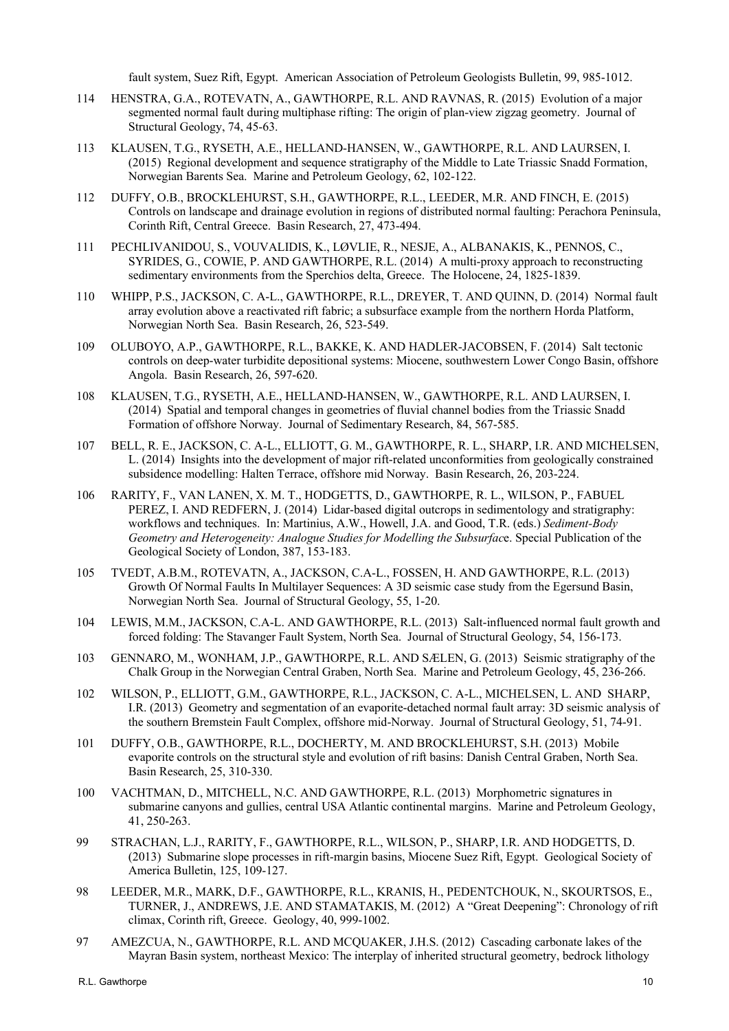fault system, Suez Rift, Egypt. American Association of Petroleum Geologists Bulletin, 99, 985-1012.

114 HENSTRA, G.A., ROTEVATN, A., GAWTHORPE, R.L. AND RAVNAS, R. (2015) Evolution of a major segmented normal fault during multiphase rifting: The origin of plan-view zigzag geometry. Journal of Structural Geology, 74, 45-63.

113 KLAUSEN, T.G., RYSETH, A.E., HELLAND-HANSEN, W., GAWTHORPE, R.L. AND LAURSEN, I. (2015) Regional development and sequence stratigraphy of the Middle to Late Triassic Snadd Formation, Norwegian Barents Sea. Marine and Petroleum Geology, 62, 102-122.

112 DUFFY, O.B., BROCKLEHURST, S.H., GAWTHORPE, R.L., LEEDER, M.R. AND FINCH, E. (2015) Controls on landscape and drainage evolution in regions of distributed normal faulting: Perachora Peninsula, Corinth Rift, Central Greece. Basin Research, 27, 473-494.

111 PECHLIVANIDOU, S., VOUVALIDIS, K., LØVLIE, R., NESJE, A., ALBANAKIS, K., PENNOS, C., SYRIDES, G., COWIE, P. AND GAWTHORPE, R.L. (2014) A multi-proxy approach to reconstructing sedimentary environments from the Sperchios delta, Greece. The Holocene, 24, 1825-1839.

110 WHIPP, P.S., JACKSON, C. A-L., GAWTHORPE, R.L., DREYER, T. AND QUINN, D. (2014) Normal fault array evolution above a reactivated rift fabric; a subsurface example from the northern Horda Platform, Norwegian North Sea. Basin Research, 26, 523-549.

109 OLUBOYO, A.P., GAWTHORPE, R.L., BAKKE, K. AND HADLER-JACOBSEN, F. (2014) Salt tectonic controls on deep-water turbidite depositional systems: Miocene, southwestern Lower Congo Basin, offshore Angola. Basin Research, 26, 597-620.

108 KLAUSEN, T.G., RYSETH, A.E., HELLAND-HANSEN, W., GAWTHORPE, R.L. AND LAURSEN, I. (2014) Spatial and temporal changes in geometries of fluvial channel bodies from the Triassic Snadd Formation of offshore Norway. Journal of Sedimentary Research, 84, 567-585.

107 BELL, R. E., JACKSON, C. A-L., ELLIOTT, G. M., GAWTHORPE, R. L., SHARP, I.R. AND MICHELSEN, L. (2014) Insights into the development of major rift-related unconformities from geologically constrained subsidence modelling: Halten Terrace, offshore mid Norway. Basin Research, 26, 203-224.

106 RARITY, F., VAN LANEN, X. M. T., HODGETTS, D., GAWTHORPE, R. L., WILSON, P., FABUEL PEREZ, I. AND REDFERN, J. (2014) Lidar-based digital outcrops in sedimentology and stratigraphy: workflows and techniques. In: Martinius, A.W., Howell, J.A. and Good, T.R. (eds.) *Sediment-Body Geometry and Heterogeneity: Analogue Studies for Modelling the Subsurface*. Special Publication of the Geological Society of London, 387, 153-183.

105 TVEDT, A.B.M., ROTEVATN, A., JACKSON, C.A-L., FOSSEN, H. AND GAWTHORPE, R.L. (2013) Growth Of Normal Faults In Multilayer Sequences: A 3D seismic case study from the Egersund Basin, Norwegian North Sea. Journal of Structural Geology, 55, 1-20.

104 LEWIS, M.M., JACKSON, C.A-L. AND GAWTHORPE, R.L. (2013) Salt-influenced normal fault growth and forced folding: The Stavanger Fault System, North Sea. Journal of Structural Geology, 54, 156-173.

103 GENNARO, M., WONHAM, J.P., GAWTHORPE, R.L. AND SÆLEN, G. (2013) Seismic stratigraphy of the Chalk Group in the Norwegian Central Graben, North Sea. Marine and Petroleum Geology, 45, 236-266.

102 WILSON, P., ELLIOTT, G.M., GAWTHORPE, R.L., JACKSON, C. A-L., MICHELSEN, L. AND SHARP, I.R. (2013) Geometry and segmentation of an evaporite-detached normal fault array: 3D seismic analysis of the southern Bremstein Fault Complex, offshore mid-Norway. Journal of Structural Geology, 51, 74-91.

101 DUFFY, O.B., GAWTHORPE, R.L., DOCHERTY, M. AND BROCKLEHURST, S.H. (2013) Mobile evaporite controls on the structural style and evolution of rift basins: Danish Central Graben, North Sea. Basin Research, 25, 310-330.

100 VACHTMAN, D., MITCHELL, N.C. AND GAWTHORPE, R.L. (2013) Morphometric signatures in submarine canyons and gullies, central USA Atlantic continental margins. Marine and Petroleum Geology, 41, 250-263.

99 STRACHAN, L.J., RARITY, F., GAWTHORPE, R.L., WILSON, P., SHARP, I.R. AND HODGETTS, D. (2013) Submarine slope processes in rift-margin basins, Miocene Suez Rift, Egypt. Geological Society of America Bulletin, 125, 109-127.

98 LEEDER, M.R., MARK, D.F., GAWTHORPE, R.L., KRANIS, H., PEDENTCHOUK, N., SKOURTSOS, E., TURNER, J., ANDREWS, J.E. AND STAMATAKIS, M. (2012) A "Great Deepening": Chronology of rift climax, Corinth rift, Greece. Geology, 40, 999-1002.

97 AMEZCUA, N., GAWTHORPE, R.L. AND MCQUAKER, J.H.S. (2012) Cascading carbonate lakes of the Mayran Basin system, northeast Mexico: The interplay of inherited structural geometry, bedrock lithology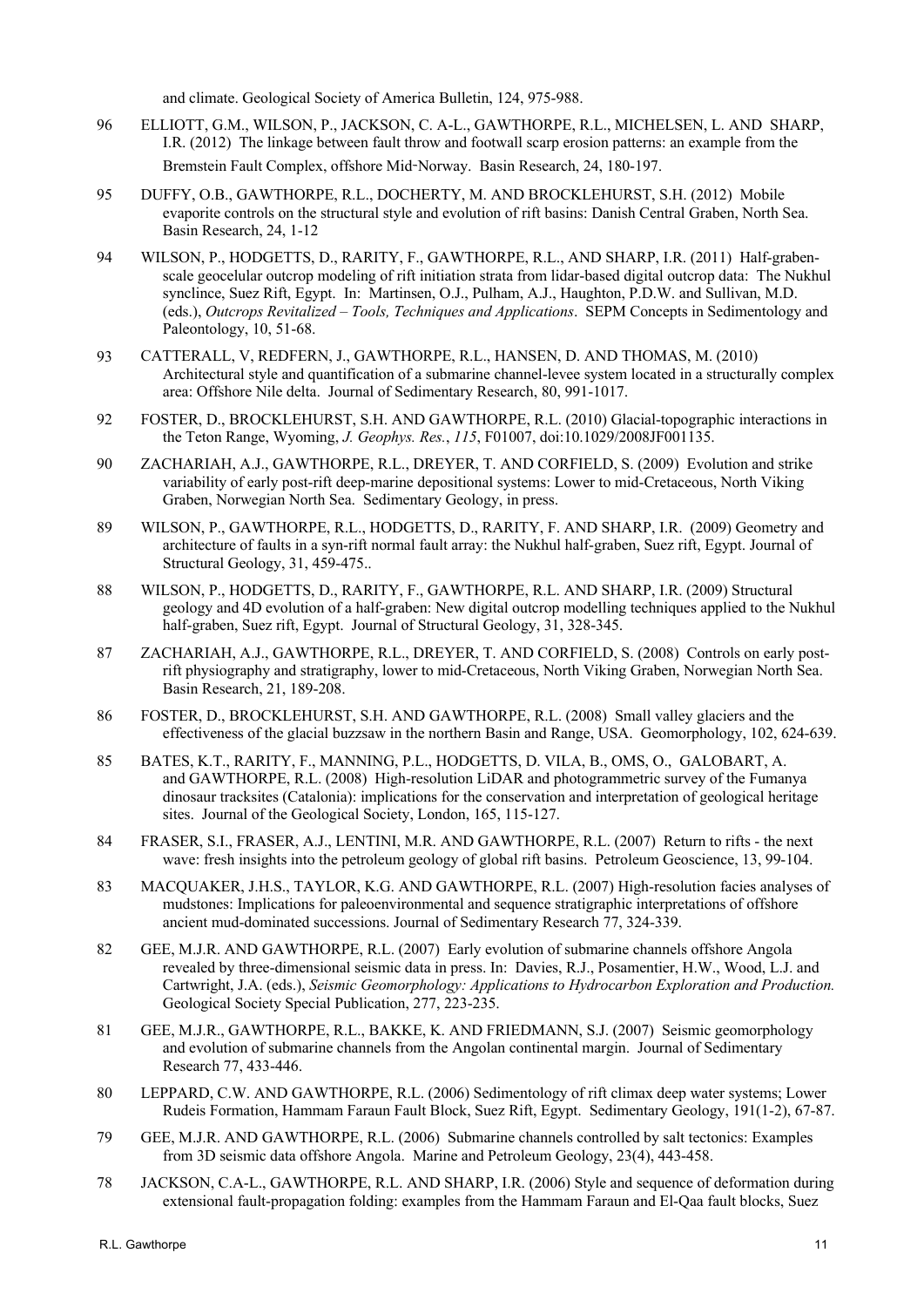and climate. Geological Society of America Bulletin, 124, 975-988.

96 ELLIOTT, G.M., WILSON, P., JACKSON, C. A-L., GAWTHORPE, R.L., MICHELSEN, L. AND SHARP, I.R. (2012) The linkage between fault throw and footwall scarp erosion patterns: an example from the Bremstein Fault Complex, offshore Mid-Norway. Basin Research, 24, 180-197.

95 DUFFY, O.B., GAWTHORPE, R.L., DOCHERTY, M. AND BROCKLEHURST, S.H. (2012) Mobile evaporite controls on the structural style and evolution of rift basins: Danish Central Graben, North Sea. Basin Research, 24, 1-12

94 WILSON, P., HODGETTS, D., RARITY, F., GAWTHORPE, R.L., AND SHARP, I.R. (2011) Half-graben-scale geocelular outcrop modeling of rift initiation strata from lidar-based digital outcrop data: The Nukhul synclince, Suez Rift, Egypt. In: Martinsen, O.J., Pulham, A.J., Haughton, P.D.W. and Sullivan, M.D. (eds.), *Outcrops Revitalized – Tools, Techniques and Applications*. SEPM Concepts in Sedimentology and Paleontology, 10, 51-68.

93 CATTERALL, V, REDFERN, J., GAWTHORPE, R.L., HANSEN, D. AND THOMAS, M. (2010) Architectural style and quantification of a submarine channel-levee system located in a structurally complex area: Offshore Nile delta. Journal of Sedimentary Research, 80, 991-1017.

92 FOSTER, D., BROCKLEHURST, S.H. AND GAWTHORPE, R.L. (2010) Glacial-topographic interactions in the Teton Range, Wyoming, *J. Geophys. Res.*, *115*, F01007, doi:10.1029/2008JF001135.

90 ZACHARIAH, A.J., GAWTHORPE, R.L., DREYER, T. AND CORFIELD, S. (2009) Evolution and strike variability of early post-rift deep-marine depositional systems: Lower to mid-Cretaceous, North Viking Graben, Norwegian North Sea. Sedimentary Geology, in press.

89 WILSON, P., GAWTHORPE, R.L., HODGETTS, D., RARITY, F. AND SHARP, I.R. (2009) Geometry and architecture of faults in a syn-rift normal fault array: the Nukhul half-graben, Suez rift, Egypt. Journal of Structural Geology, 31, 459-475..

88 WILSON, P., HODGETTS, D., RARITY, F., GAWTHORPE, R.L. AND SHARP, I.R. (2009) Structural geology and 4D evolution of a half-graben: New digital outcrop modelling techniques applied to the Nukhul half-graben, Suez rift, Egypt. Journal of Structural Geology, 31, 328-345.

87 ZACHARIAH, A.J., GAWTHORPE, R.L., DREYER, T. AND CORFIELD, S. (2008) Controls on early post-rift physiography and stratigraphy, lower to mid-Cretaceous, North Viking Graben, Norwegian North Sea. Basin Research, 21, 189-208.

86 FOSTER, D., BROCKLEHURST, S.H. AND GAWTHORPE, R.L. (2008) Small valley glaciers and the effectiveness of the glacial buzzsaw in the northern Basin and Range, USA. Geomorphology, 102, 624-639.

85 BATES, K.T., RARITY, F., MANNING, P.L., HODGETTS, D. VILA, B., OMS, O., GALOBART, A. and GAWTHORPE, R.L. (2008) High-resolution LiDAR and photogrammetric survey of the Fumanya dinosaur tracksites (Catalonia): implications for the conservation and interpretation of geological heritage sites. Journal of the Geological Society, London, 165, 115-127.

84 FRASER, S.I., FRASER, A.J., LENTINI, M.R. AND GAWTHORPE, R.L. (2007) Return to rifts - the next wave: fresh insights into the petroleum geology of global rift basins. Petroleum Geoscience, 13, 99-104.

83 MACQUAKER, J.H.S., TAYLOR, K.G. AND GAWTHORPE, R.L. (2007) High-resolution facies analyses of mudstones: Implications for paleoenvironmental and sequence stratigraphic interpretations of offshore ancient mud-dominated successions. Journal of Sedimentary Research 77, 324-339.

82 GEE, M.J.R. AND GAWTHORPE, R.L. (2007) Early evolution of submarine channels offshore Angola revealed by three-dimensional seismic data in press. In: Davies, R.J., Posamentier, H.W., Wood, L.J. and Cartwright, J.A. (eds.), *Seismic Geomorphology: Applications to Hydrocarbon Exploration and Production.* Geological Society Special Publication, 277, 223-235.

81 GEE, M.J.R., GAWTHORPE, R.L., BAKKE, K. AND FRIEDMANN, S.J. (2007) Seismic geomorphology and evolution of submarine channels from the Angolan continental margin. Journal of Sedimentary Research 77, 433-446.

80 LEPPARD, C.W. AND GAWTHORPE, R.L. (2006) Sedimentology of rift climax deep water systems; Lower Rudeis Formation, Hammam Faraun Fault Block, Suez Rift, Egypt. Sedimentary Geology, 191(1-2), 67-87.

79 GEE, M.J.R. AND GAWTHORPE, R.L. (2006) Submarine channels controlled by salt tectonics: Examples from 3D seismic data offshore Angola. Marine and Petroleum Geology, 23(4), 443-458.

78 JACKSON, C.A-L., GAWTHORPE, R.L. AND SHARP, I.R. (2006) Style and sequence of deformation during extensional fault-propagation folding: examples from the Hammam Faraun and El-Qaa fault blocks, Suez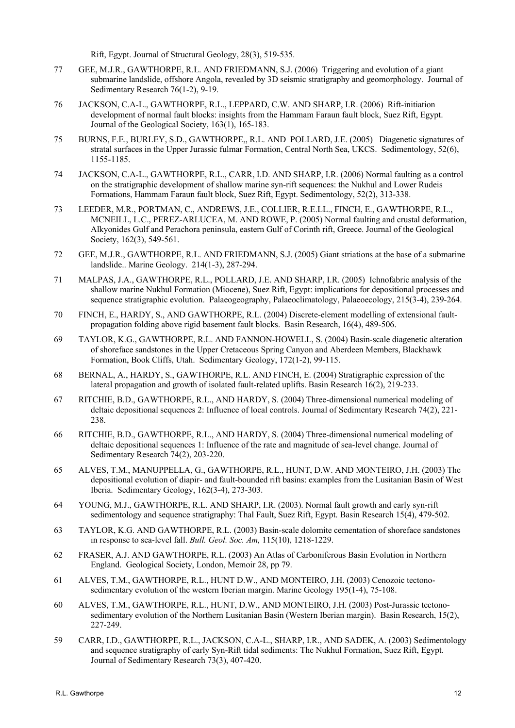Rift, Egypt. Journal of Structural Geology, 28(3), 519-535.

77 GEE, M.J.R., GAWTHORPE, R.L. AND FRIEDMANN, S.J. (2006) Triggering and evolution of a giant submarine landslide, offshore Angola, revealed by 3D seismic stratigraphy and geomorphology. Journal of Sedimentary Research 76(1-2), 9-19.

76 JACKSON, C.A-L., GAWTHORPE, R.L., LEPPARD, C.W. AND SHARP, I.R. (2006) Rift-initiation development of normal fault blocks: insights from the Hammam Faraun fault block, Suez Rift, Egypt. Journal of the Geological Society, 163(1), 165-183.

75 BURNS, F.E., BURLEY, S.D., GAWTHORPE,, R.L. AND POLLARD, J.E. (2005) Diagenetic signatures of stratal surfaces in the Upper Jurassic fulmar Formation, Central North Sea, UKCS. Sedimentology, 52(6), 1155-1185.

74 JACKSON, C.A-L., GAWTHORPE, R.L., CARR, I.D. AND SHARP, I.R. (2006) Normal faulting as a control on the stratigraphic development of shallow marine syn-rift sequences: the Nukhul and Lower Rudeis Formations, Hammam Faraun fault block, Suez Rift, Egypt. Sedimentology, 52(2), 313-338.

73 LEEDER, M.R., PORTMAN, C., ANDREWS, J.E., COLLIER, R.E.LL., FINCH, E., GAWTHORPE, R.L., MCNEILL, L.C., PEREZ-ARLUCEA, M. AND ROWE, P. (2005) Normal faulting and crustal deformation, Alkyonides Gulf and Perachora peninsula, eastern Gulf of Corinth rift, Greece. Journal of the Geological Society, 162(3), 549-561.

72 GEE, M.J.R., GAWTHORPE, R.L. AND FRIEDMANN, S.J. (2005) Giant striations at the base of a submarine landslide.. Marine Geology. 214(1-3), 287-294.

71 MALPAS, J.A., GAWTHORPE, R.L., POLLARD, J.E. AND SHARP, I.R. (2005) Ichnofabric analysis of the shallow marine Nukhul Formation (Miocene), Suez Rift, Egypt: implications for depositional processes and sequence stratigraphic evolution. Palaeogeography, Palaeoclimatology, Palaeoecology, 215(3-4), 239-264.

70 FINCH, E., HARDY, S., AND GAWTHORPE, R.L. (2004) Discrete-element modelling of extensional fault-propagation folding above rigid basement fault blocks. Basin Research, 16(4), 489-506.

69 TAYLOR, K.G., GAWTHORPE, R.L. AND FANNON-HOWELL, S. (2004) Basin-scale diagenetic alteration of shoreface sandstones in the Upper Cretaceous Spring Canyon and Aberdeen Members, Blackhawk Formation, Book Cliffs, Utah. Sedimentary Geology, 172(1-2), 99-115.

68 BERNAL, A., HARDY, S., GAWTHORPE, R.L. AND FINCH, E. (2004) Stratigraphic expression of the lateral propagation and growth of isolated fault-related uplifts. Basin Research 16(2), 219-233.

67 RITCHIE, B.D., GAWTHORPE, R.L., AND HARDY, S. (2004) Three-dimensional numerical modeling of deltaic depositional sequences 2: Influence of local controls. Journal of Sedimentary Research 74(2), 221-238.

66 RITCHIE, B.D., GAWTHORPE, R.L., AND HARDY, S. (2004) Three-dimensional numerical modeling of deltaic depositional sequences 1: Influence of the rate and magnitude of sea-level change. Journal of Sedimentary Research 74(2), 203-220.

65 ALVES, T.M., MANUPPELLA, G., GAWTHORPE, R.L., HUNT, D.W. AND MONTEIRO, J.H. (2003) The depositional evolution of diapir- and fault-bounded rift basins: examples from the Lusitanian Basin of West Iberia. Sedimentary Geology, 162(3-4), 273-303.

64 YOUNG, M.J., GAWTHORPE, R.L. AND SHARP, I.R. (2003). Normal fault growth and early syn-rift sedimentology and sequence stratigraphy: Thal Fault, Suez Rift, Egypt. Basin Research 15(4), 479-502.

63 TAYLOR, K.G. AND GAWTHORPE, R.L. (2003) Basin-scale dolomite cementation of shoreface sandstones in response to sea-level fall. *Bull. Geol. Soc. Am,* 115(10), 1218-1229.

62 FRASER, A.J. AND GAWTHORPE, R.L. (2003) An Atlas of Carboniferous Basin Evolution in Northern England. Geological Society, London, Memoir 28, pp 79.

61 ALVES, T.M., GAWTHORPE, R.L., HUNT D.W., AND MONTEIRO, J.H. (2003) Cenozoic tectono-sedimentary evolution of the western Iberian margin. Marine Geology 195(1-4), 75-108.

60 ALVES, T.M., GAWTHORPE, R.L., HUNT, D.W., AND MONTEIRO, J.H. (2003) Post-Jurassic tectono-sedimentary evolution of the Northern Lusitanian Basin (Western Iberian margin). Basin Research, 15(2), 227-249.

59 CARR, I.D., GAWTHORPE, R.L., JACKSON, C.A-L., SHARP, I.R., AND SADEK, A. (2003) Sedimentology and sequence stratigraphy of early Syn-Rift tidal sediments: The Nukhul Formation, Suez Rift, Egypt. Journal of Sedimentary Research 73(3), 407-420.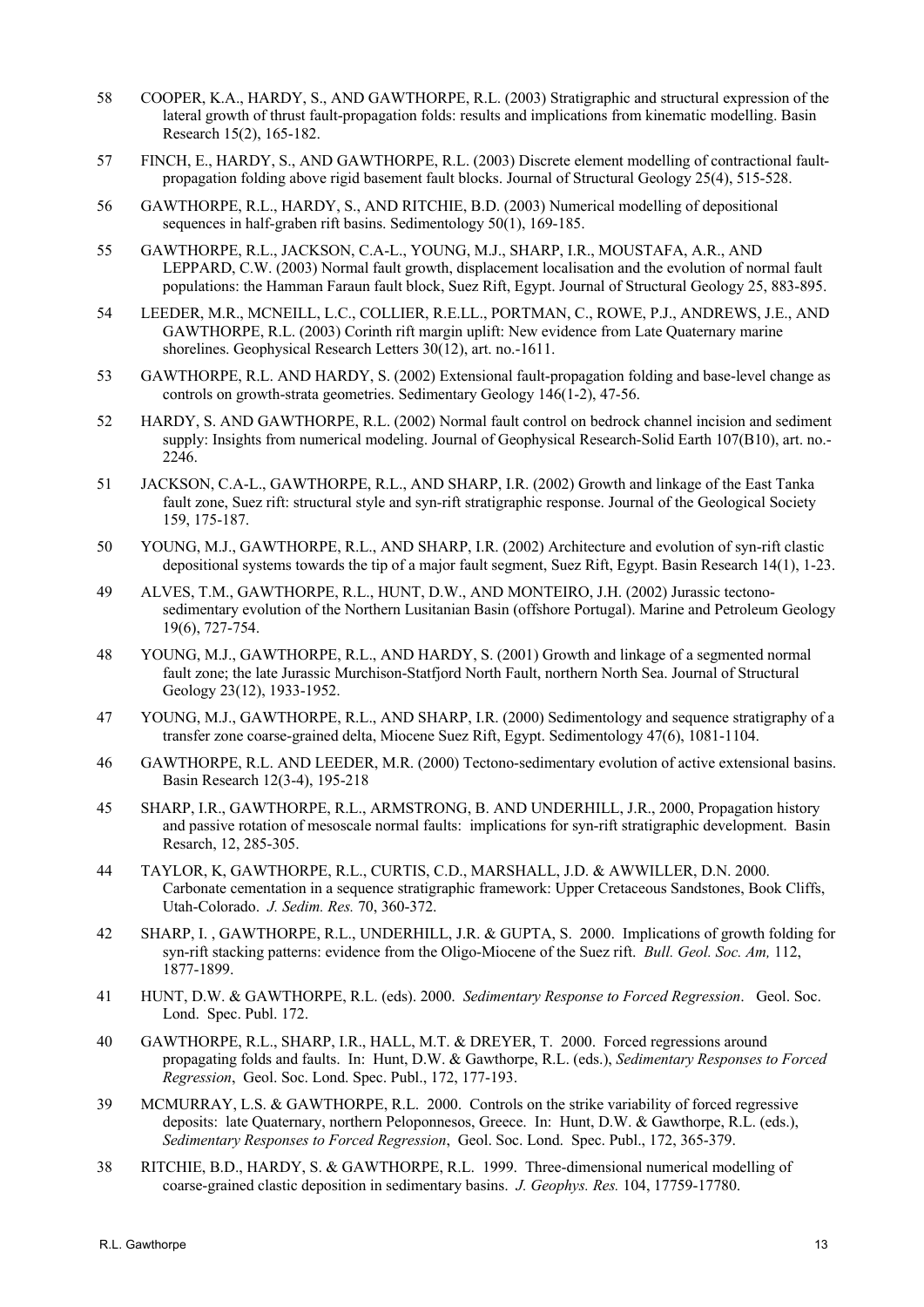58 COOPER, K.A., HARDY, S., AND GAWTHORPE, R.L. (2003) Stratigraphic and structural expression of the lateral growth of thrust fault-propagation folds: results and implications from kinematic modelling. Basin Research 15(2), 165-182.

57 FINCH, E., HARDY, S., AND GAWTHORPE, R.L. (2003) Discrete element modelling of contractional fault-propagation folding above rigid basement fault blocks. Journal of Structural Geology 25(4), 515-528.

56 GAWTHORPE, R.L., HARDY, S., AND RITCHIE, B.D. (2003) Numerical modelling of depositional sequences in half-graben rift basins. Sedimentology 50(1), 169-185.

55 GAWTHORPE, R.L., JACKSON, C.A-L., YOUNG, M.J., SHARP, I.R., MOUSTAFA, A.R., AND LEPPARD, C.W. (2003) Normal fault growth, displacement localisation and the evolution of normal fault populations: the Hamman Faraun fault block, Suez Rift, Egypt. Journal of Structural Geology 25, 883-895.

54 LEEDER, M.R., MCNEILL, L.C., COLLIER, R.E.LL., PORTMAN, C., ROWE, P.J., ANDREWS, J.E., AND GAWTHORPE, R.L. (2003) Corinth rift margin uplift: New evidence from Late Quaternary marine shorelines. Geophysical Research Letters 30(12), art. no.-1611.

53 GAWTHORPE, R.L. AND HARDY, S. (2002) Extensional fault-propagation folding and base-level change as controls on growth-strata geometries. Sedimentary Geology 146(1-2), 47-56.

52 HARDY, S. AND GAWTHORPE, R.L. (2002) Normal fault control on bedrock channel incision and sediment supply: Insights from numerical modeling. Journal of Geophysical Research-Solid Earth 107(B10), art. no.-2246.

51 JACKSON, C.A-L., GAWTHORPE, R.L., AND SHARP, I.R. (2002) Growth and linkage of the East Tanka fault zone, Suez rift: structural style and syn-rift stratigraphic response. Journal of the Geological Society 159, 175-187.

50 YOUNG, M.J., GAWTHORPE, R.L., AND SHARP, I.R. (2002) Architecture and evolution of syn-rift clastic depositional systems towards the tip of a major fault segment, Suez Rift, Egypt. Basin Research 14(1), 1-23.

49 ALVES, T.M., GAWTHORPE, R.L., HUNT, D.W., AND MONTEIRO, J.H. (2002) Jurassic tectono-sedimentary evolution of the Northern Lusitanian Basin (offshore Portugal). Marine and Petroleum Geology 19(6), 727-754.

48 YOUNG, M.J., GAWTHORPE, R.L., AND HARDY, S. (2001) Growth and linkage of a segmented normal fault zone; the late Jurassic Murchison-Statfjord North Fault, northern North Sea. Journal of Structural Geology 23(12), 1933-1952.

47 YOUNG, M.J., GAWTHORPE, R.L., AND SHARP, I.R. (2000) Sedimentology and sequence stratigraphy of a transfer zone coarse-grained delta, Miocene Suez Rift, Egypt. Sedimentology 47(6), 1081-1104.

46 GAWTHORPE, R.L. AND LEEDER, M.R. (2000) Tectono-sedimentary evolution of active extensional basins. Basin Research 12(3-4), 195-218

45 SHARP, I.R., GAWTHORPE, R.L., ARMSTRONG, B. AND UNDERHILL, J.R., 2000, Propagation history and passive rotation of mesoscale normal faults: implications for syn-rift stratigraphic development. Basin Resarch, 12, 285-305.

44 TAYLOR, K, GAWTHORPE, R.L., CURTIS, C.D., MARSHALL, J.D. & AWWILLER, D.N. 2000. Carbonate cementation in a sequence stratigraphic framework: Upper Cretaceous Sandstones, Book Cliffs, Utah-Colorado. *J. Sedim. Res.* 70, 360-372.

42 SHARP, I. , GAWTHORPE, R.L., UNDERHILL, J.R. & GUPTA, S. 2000. Implications of growth folding for syn-rift stacking patterns: evidence from the Oligo-Miocene of the Suez rift. *Bull. Geol. Soc. Am,* 112, 1877-1899.

41 HUNT, D.W. & GAWTHORPE, R.L. (eds). 2000. *Sedimentary Response to Forced Regression*. Geol. Soc. Lond. Spec. Publ. 172.

40 GAWTHORPE, R.L., SHARP, I.R., HALL, M.T. & DREYER, T. 2000. Forced regressions around propagating folds and faults. In: Hunt, D.W. & Gawthorpe, R.L. (eds.), *Sedimentary Responses to Forced Regression*, Geol. Soc. Lond. Spec. Publ., 172, 177-193.

39 MCMURRAY, L.S. & GAWTHORPE, R.L. 2000. Controls on the strike variability of forced regressive deposits: late Quaternary, northern Peloponnesos, Greece. In: Hunt, D.W. & Gawthorpe, R.L. (eds.), *Sedimentary Responses to Forced Regression*, Geol. Soc. Lond. Spec. Publ., 172, 365-379.

38 RITCHIE, B.D., HARDY, S. & GAWTHORPE, R.L. 1999. Three-dimensional numerical modelling of coarse-grained clastic deposition in sedimentary basins. *J. Geophys. Res.* 104, 17759-17780.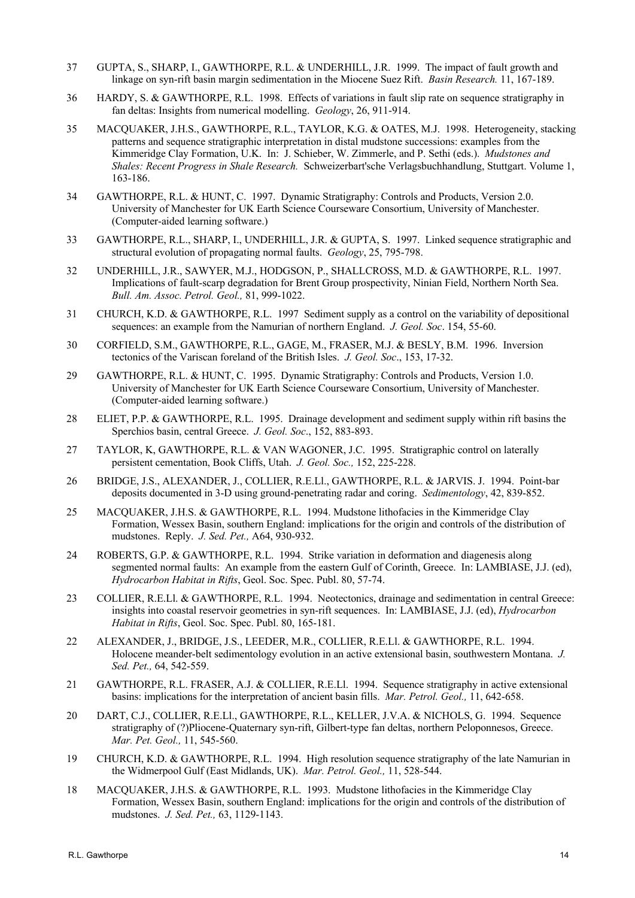37 GUPTA, S., SHARP, I., GAWTHORPE, R.L. & UNDERHILL, J.R. 1999. The impact of fault growth and linkage on syn-rift basin margin sedimentation in the Miocene Suez Rift. *Basin Research.* 11, 167-189.

36 HARDY, S. & GAWTHORPE, R.L. 1998. Effects of variations in fault slip rate on sequence stratigraphy in fan deltas: Insights from numerical modelling. *Geology*, 26, 911-914.

35 MACQUAKER, J.H.S., GAWTHORPE, R.L., TAYLOR, K.G. & OATES, M.J. 1998. Heterogeneity, stacking patterns and sequence stratigraphic interpretation in distal mudstone successions: examples from the Kimmeridge Clay Formation, U.K. In: J. Schieber, W. Zimmerle, and P. Sethi (eds.). *Mudstones and Shales: Recent Progress in Shale Research.* Schweizerbart'sche Verlagsbuchhandlung, Stuttgart. Volume 1, 163-186.

34 GAWTHORPE, R.L. & HUNT, C. 1997. Dynamic Stratigraphy: Controls and Products, Version 2.0. University of Manchester for UK Earth Science Courseware Consortium, University of Manchester. (Computer-aided learning software.)

33 GAWTHORPE, R.L., SHARP, I., UNDERHILL, J.R. & GUPTA, S. 1997. Linked sequence stratigraphic and structural evolution of propagating normal faults. *Geology*, 25, 795-798.

32 UNDERHILL, J.R., SAWYER, M.J., HODGSON, P., SHALLCROSS, M.D. & GAWTHORPE, R.L. 1997. Implications of fault-scarp degradation for Brent Group prospectivity, Ninian Field, Northern North Sea. *Bull. Am. Assoc. Petrol. Geol.,* 81, 999-1022.

31 CHURCH, K.D. & GAWTHORPE, R.L. 1997 Sediment supply as a control on the variability of depositional sequences: an example from the Namurian of northern England. *J. Geol. Soc*. 154, 55-60.

30 CORFIELD, S.M., GAWTHORPE, R.L., GAGE, M., FRASER, M.J. & BESLY, B.M. 1996. Inversion tectonics of the Variscan foreland of the British Isles. *J. Geol. Soc*., 153, 17-32.

29 GAWTHORPE, R.L. & HUNT, C. 1995. Dynamic Stratigraphy: Controls and Products, Version 1.0. University of Manchester for UK Earth Science Courseware Consortium, University of Manchester. (Computer-aided learning software.)

28 ELIET, P.P. & GAWTHORPE, R.L. 1995. Drainage development and sediment supply within rift basins the Sperchios basin, central Greece. *J. Geol. Soc*., 152, 883-893.

27 TAYLOR, K, GAWTHORPE, R.L. & VAN WAGONER, J.C. 1995. Stratigraphic control on laterally persistent cementation, Book Cliffs, Utah. *J. Geol. Soc.,* 152, 225-228.

26 BRIDGE, J.S., ALEXANDER, J., COLLIER, R.E.Ll., GAWTHORPE, R.L. & JARVIS. J. 1994. Point-bar deposits documented in 3-D using ground-penetrating radar and coring. *Sedimentology*, 42, 839-852.

25 MACQUAKER, J.H.S. & GAWTHORPE, R.L. 1994. Mudstone lithofacies in the Kimmeridge Clay Formation, Wessex Basin, southern England: implications for the origin and controls of the distribution of mudstones. Reply. *J. Sed. Pet.,* A64, 930-932.

24 ROBERTS, G.P. & GAWTHORPE, R.L. 1994. Strike variation in deformation and diagenesis along segmented normal faults: An example from the eastern Gulf of Corinth, Greece. In: LAMBIASE, J.J. (ed), *Hydrocarbon Habitat in Rifts*, Geol. Soc. Spec. Publ. 80, 57-74.

23 COLLIER, R.E.Ll. & GAWTHORPE, R.L. 1994. Neotectonics, drainage and sedimentation in central Greece: insights into coastal reservoir geometries in syn-rift sequences. In: LAMBIASE, J.J. (ed), *Hydrocarbon Habitat in Rifts*, Geol. Soc. Spec. Publ. 80, 165-181.

22 ALEXANDER, J., BRIDGE, J.S., LEEDER, M.R., COLLIER, R.E.Ll. & GAWTHORPE, R.L. 1994. Holocene meander-belt sedimentology evolution in an active extensional basin, southwestern Montana. *J. Sed. Pet.,* 64, 542-559.

21 GAWTHORPE, R.L. FRASER, A.J. & COLLIER, R.E.Ll. 1994. Sequence stratigraphy in active extensional basins: implications for the interpretation of ancient basin fills. *Mar. Petrol. Geol.,* 11, 642-658.

20 DART, C.J., COLLIER, R.E.Ll., GAWTHORPE, R.L., KELLER, J.V.A. & NICHOLS, G. 1994. Sequence stratigraphy of (?)Pliocene-Quaternary syn-rift, Gilbert-type fan deltas, northern Peloponnesos, Greece. *Mar. Pet. Geol.,* 11, 545-560.

19 CHURCH, K.D. & GAWTHORPE, R.L. 1994. High resolution sequence stratigraphy of the late Namurian in the Widmerpool Gulf (East Midlands, UK). *Mar. Petrol. Geol.,* 11, 528-544.

18 MACQUAKER, J.H.S. & GAWTHORPE, R.L. 1993. Mudstone lithofacies in the Kimmeridge Clay Formation, Wessex Basin, southern England: implications for the origin and controls of the distribution of mudstones. *J. Sed. Pet.,* 63, 1129-1143.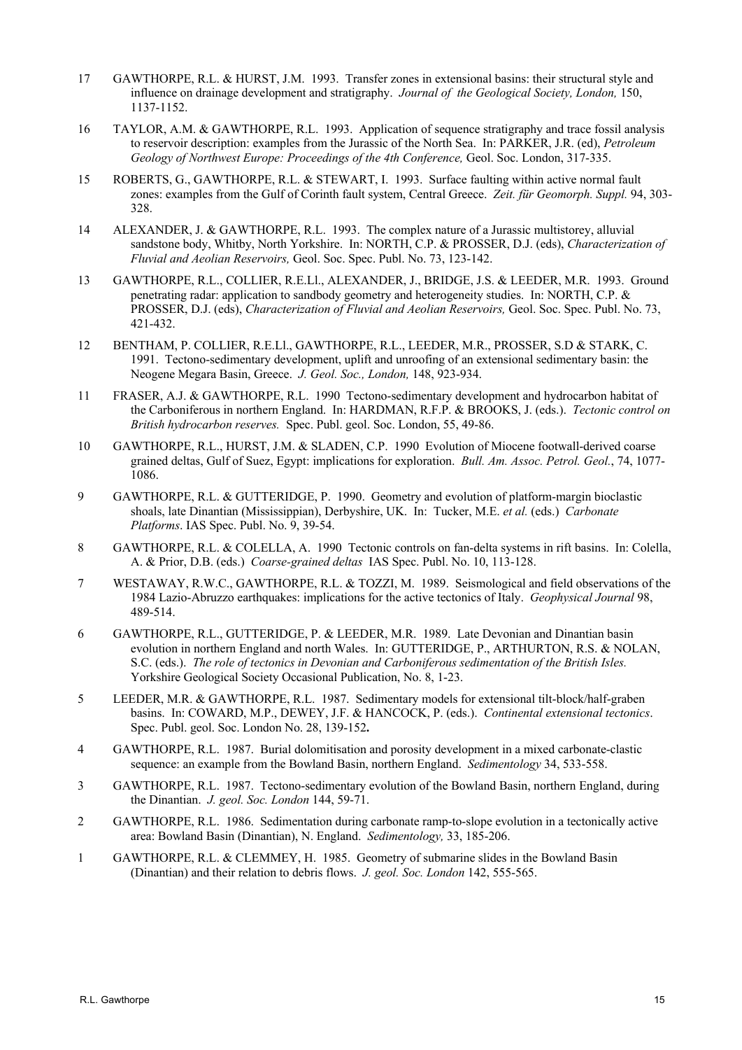17 GAWTHORPE, R.L. & HURST, J.M. 1993. Transfer zones in extensional basins: their structural style and influence on drainage development and stratigraphy. *Journal of the Geological Society, London,* 150, 1137-1152.

16 TAYLOR, A.M. & GAWTHORPE, R.L. 1993. Application of sequence stratigraphy and trace fossil analysis to reservoir description: examples from the Jurassic of the North Sea. In: PARKER, J.R. (ed), *Petroleum Geology of Northwest Europe: Proceedings of the 4th Conference,* Geol. Soc. London, 317-335.

15 ROBERTS, G., GAWTHORPE, R.L. & STEWART, I. 1993. Surface faulting within active normal fault zones: examples from the Gulf of Corinth fault system, Central Greece. *Zeit. für Geomorph. Suppl.* 94, 303-328.

14 ALEXANDER, J. & GAWTHORPE, R.L. 1993. The complex nature of a Jurassic multistorey, alluvial sandstone body, Whitby, North Yorkshire. In: NORTH, C.P. & PROSSER, D.J. (eds), *Characterization of Fluvial and Aeolian Reservoirs,* Geol. Soc. Spec. Publ. No. 73, 123-142.

13 GAWTHORPE, R.L., COLLIER, R.E.Ll., ALEXANDER, J., BRIDGE, J.S. & LEEDER, M.R. 1993. Ground penetrating radar: application to sandbody geometry and heterogeneity studies. In: NORTH, C.P. & PROSSER, D.J. (eds), *Characterization of Fluvial and Aeolian Reservoirs,* Geol. Soc. Spec. Publ. No. 73, 421-432.

12 BENTHAM, P. COLLIER, R.E.Ll., GAWTHORPE, R.L., LEEDER, M.R., PROSSER, S.D & STARK, C. 1991. Tectono-sedimentary development, uplift and unroofing of an extensional sedimentary basin: the Neogene Megara Basin, Greece. *J. Geol. Soc., London,* 148, 923-934.

11 FRASER, A.J. & GAWTHORPE, R.L. 1990 Tectono-sedimentary development and hydrocarbon habitat of the Carboniferous in northern England. In: HARDMAN, R.F.P. & BROOKS, J. (eds.). *Tectonic control on British hydrocarbon reserves.* Spec. Publ. geol. Soc. London, 55, 49-86.

10 GAWTHORPE, R.L., HURST, J.M. & SLADEN, C.P. 1990 Evolution of Miocene footwall-derived coarse grained deltas, Gulf of Suez, Egypt: implications for exploration. *Bull. Am. Assoc. Petrol. Geol.*, 74, 1077-1086.

9 GAWTHORPE, R.L. & GUTTERIDGE, P. 1990. Geometry and evolution of platform-margin bioclastic shoals, late Dinantian (Mississippian), Derbyshire, UK. In: Tucker, M.E. *et al.* (eds.) *Carbonate Platforms*. IAS Spec. Publ. No. 9, 39-54.

8 GAWTHORPE, R.L. & COLELLA, A. 1990 Tectonic controls on fan-delta systems in rift basins. In: Colella, A. & Prior, D.B. (eds.) *Coarse-grained deltas* IAS Spec. Publ. No. 10, 113-128.

7 WESTAWAY, R.W.C., GAWTHORPE, R.L. & TOZZI, M. 1989. Seismological and field observations of the 1984 Lazio-Abruzzo earthquakes: implications for the active tectonics of Italy. *Geophysical Journal* 98, 489-514.

6 GAWTHORPE, R.L., GUTTERIDGE, P. & LEEDER, M.R. 1989. Late Devonian and Dinantian basin evolution in northern England and north Wales. In: GUTTERIDGE, P., ARTHURTON, R.S. & NOLAN, S.C. (eds.). *The role of tectonics in Devonian and Carboniferous sedimentation of the British Isles.* Yorkshire Geological Society Occasional Publication, No. 8, 1-23.

5 LEEDER, M.R. & GAWTHORPE, R.L. 1987. Sedimentary models for extensional tilt-block/half-graben basins. In: COWARD, M.P., DEWEY, J.F. & HANCOCK, P. (eds.). *Continental extensional tectonics*. Spec. Publ. geol. Soc. London No. 28, 139-152**.**

4 GAWTHORPE, R.L. 1987. Burial dolomitisation and porosity development in a mixed carbonate-clastic sequence: an example from the Bowland Basin, northern England. *Sedimentology* 34, 533-558.

3 GAWTHORPE, R.L. 1987. Tectono-sedimentary evolution of the Bowland Basin, northern England, during the Dinantian. *J. geol. Soc. London* 144, 59-71.

2 GAWTHORPE, R.L. 1986. Sedimentation during carbonate ramp-to-slope evolution in a tectonically active area: Bowland Basin (Dinantian), N. England. *Sedimentology,* 33, 185-206.

1 GAWTHORPE, R.L. & CLEMMEY, H. 1985. Geometry of submarine slides in the Bowland Basin (Dinantian) and their relation to debris flows. *J. geol. Soc. London* 142, 555-565.